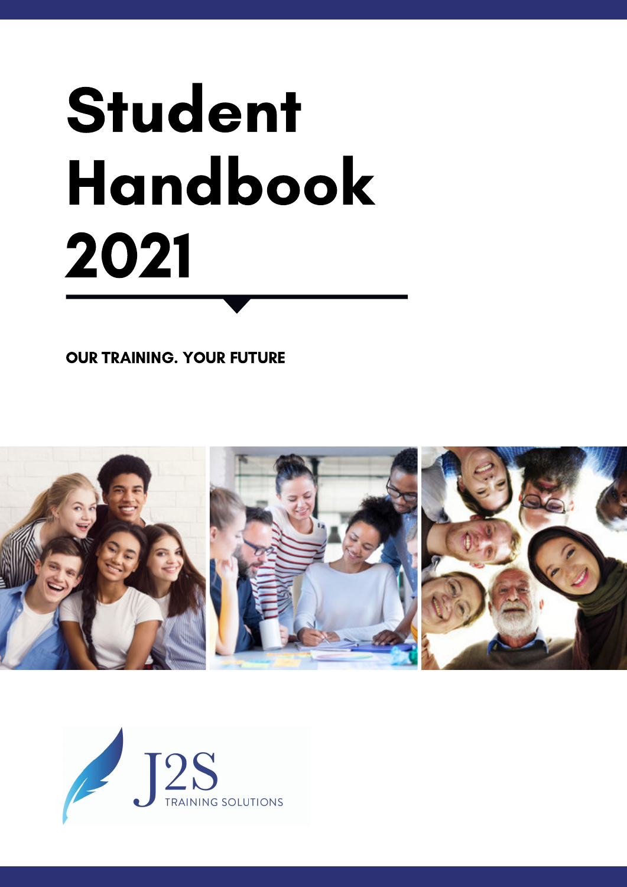# Student Handbook 2021

**OUR TRAINING. YOUR FUTURE**

J2S TRAINING SOLUTIONS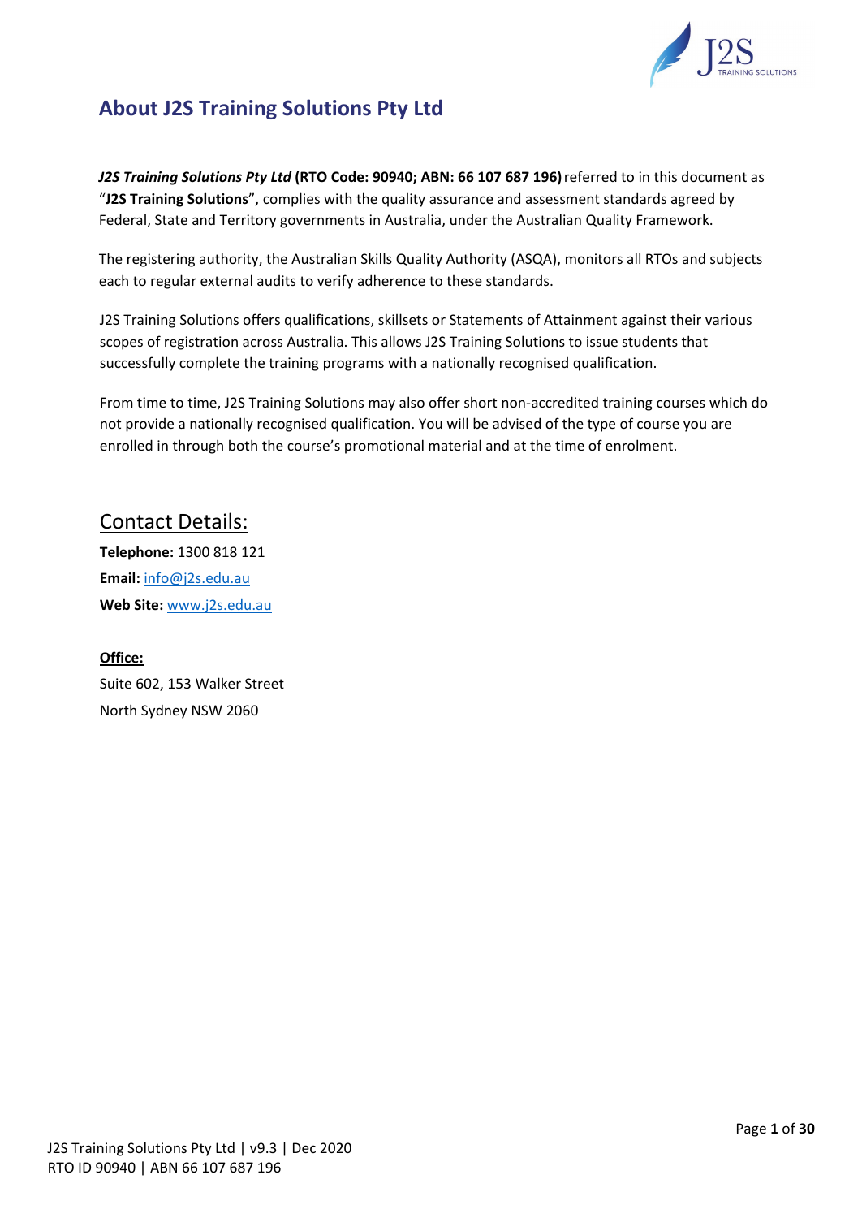# About J2S Training Solutions Pty Ltd

***J2S Training Solutions Pty Ltd*** **(RTO Code: 90940; ABN: 66 107 687 196)** referred to in this document as "**J2S Training Solutions**", complies with the quality assurance and assessment standards agreed by Federal, State and Territory governments in Australia, under the Australian Quality Framework.

The registering authority, the Australian Skills Quality Authority (ASQA), monitors all RTOs and subjects each to regular external audits to verify adherence to these standards.

J2S Training Solutions offers qualifications, skillsets or Statements of Attainment against their various scopes of registration across Australia. This allows J2S Training Solutions to issue students that successfully complete the training programs with a nationally recognised qualification.

From time to time, J2S Training Solutions may also offer short non-accredited training courses which do not provide a nationally recognised qualification. You will be advised of the type of course you are enrolled in through both the course's promotional material and at the time of enrolment.

## Contact Details:

**Telephone:** 1300 818 121

**Email:** info@j2s.edu.au

**Web Site:** www.j2s.edu.au

**Office:**

Suite 602, 153 Walker Street

North Sydney NSW 2060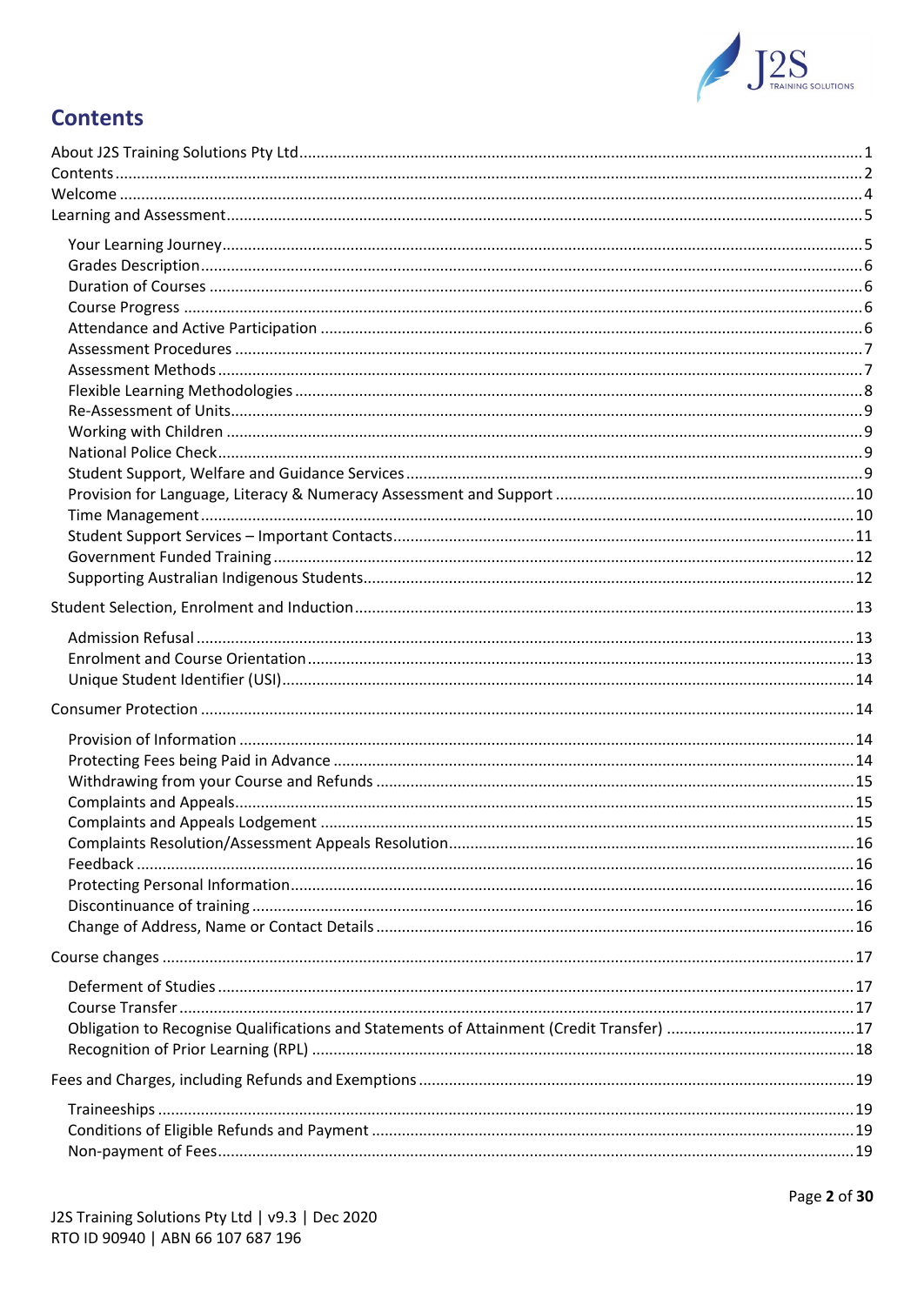# Contents

About J2S Training Solutions Pty Ltd .......... 1
Contents .......... 2
Welcome .......... 4
Learning and Assessment .......... 5

- Your Learning Journey .......... 5
- Grades Description .......... 6
- Duration of Courses .......... 6
- Course Progress .......... 6
- Attendance and Active Participation .......... 6
- Assessment Procedures .......... 7
- Assessment Methods .......... 7
- Flexible Learning Methodologies .......... 8
- Re-Assessment of Units .......... 9
- Working with Children .......... 9
- National Police Check .......... 9
- Student Support, Welfare and Guidance Services .......... 9
- Provision for Language, Literacy & Numeracy Assessment and Support .......... 10
- Time Management .......... 10
- Student Support Services – Important Contacts .......... 11
- Government Funded Training .......... 12
- Supporting Australian Indigenous Students .......... 12

Student Selection, Enrolment and Induction .......... 13

- Admission Refusal .......... 13
- Enrolment and Course Orientation .......... 13
- Unique Student Identifier (USI) .......... 14

Consumer Protection .......... 14

- Provision of Information .......... 14
- Protecting Fees being Paid in Advance .......... 14
- Withdrawing from your Course and Refunds .......... 15
- Complaints and Appeals .......... 15
- Complaints and Appeals Lodgement .......... 15
- Complaints Resolution/Assessment Appeals Resolution .......... 16
- Feedback .......... 16
- Protecting Personal Information .......... 16
- Discontinuance of training .......... 16
- Change of Address, Name or Contact Details .......... 16

Course changes .......... 17

- Deferment of Studies .......... 17
- Course Transfer .......... 17
- Obligation to Recognise Qualifications and Statements of Attainment (Credit Transfer) .......... 17
- Recognition of Prior Learning (RPL) .......... 18

Fees and Charges, including Refunds and Exemptions .......... 19

- Traineeships .......... 19
- Conditions of Eligible Refunds and Payment .......... 19
- Non-payment of Fees .......... 19

J2S Training Solutions Pty Ltd | v9.3 | Dec 2020
RTO ID 90940 | ABN 66 107 687 196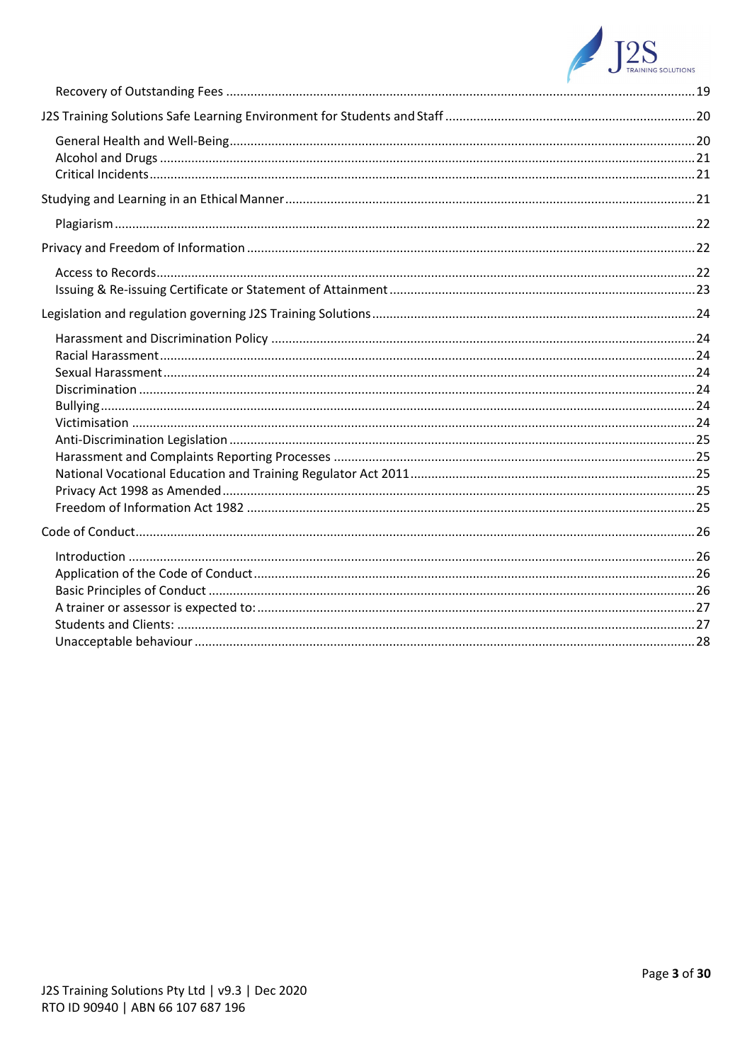Recovery of Outstanding Fees ........ 19

J2S Training Solutions Safe Learning Environment for Students and Staff ........ 20

General Health and Well-Being ........ 20
Alcohol and Drugs ........ 21
Critical Incidents ........ 21

Studying and Learning in an Ethical Manner ........ 21

Plagiarism ........ 22

Privacy and Freedom of Information ........ 22

Access to Records ........ 22
Issuing & Re-issuing Certificate or Statement of Attainment ........ 23

Legislation and regulation governing J2S Training Solutions ........ 24

Harassment and Discrimination Policy ........ 24
Racial Harassment ........ 24
Sexual Harassment ........ 24
Discrimination ........ 24
Bullying ........ 24
Victimisation ........ 24
Anti-Discrimination Legislation ........ 25
Harassment and Complaints Reporting Processes ........ 25
National Vocational Education and Training Regulator Act 2011 ........ 25
Privacy Act 1998 as Amended ........ 25
Freedom of Information Act 1982 ........ 25

Code of Conduct ........ 26

Introduction ........ 26
Application of the Code of Conduct ........ 26
Basic Principles of Conduct ........ 26
A trainer or assessor is expected to: ........ 27
Students and Clients: ........ 27
Unacceptable behaviour ........ 28

J2S Training Solutions Pty Ltd | v9.3 | Dec 2020
RTO ID 90940 | ABN 66 107 687 196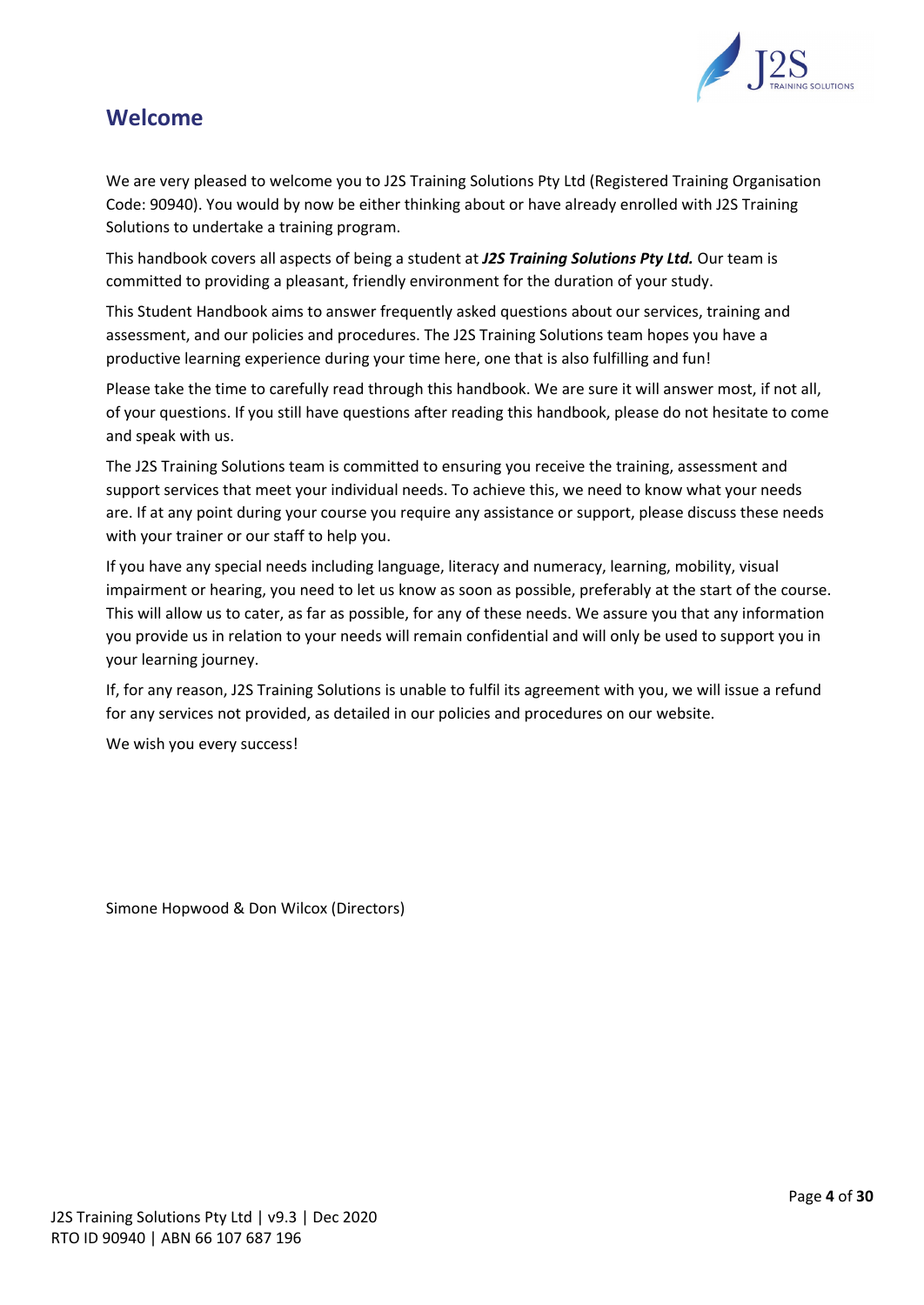# Welcome

We are very pleased to welcome you to J2S Training Solutions Pty Ltd (Registered Training Organisation Code: 90940). You would by now be either thinking about or have already enrolled with J2S Training Solutions to undertake a training program.

This handbook covers all aspects of being a student at ***J2S Training Solutions Pty Ltd.*** Our team is committed to providing a pleasant, friendly environment for the duration of your study.

This Student Handbook aims to answer frequently asked questions about our services, training and assessment, and our policies and procedures. The J2S Training Solutions team hopes you have a productive learning experience during your time here, one that is also fulfilling and fun!

Please take the time to carefully read through this handbook. We are sure it will answer most, if not all, of your questions. If you still have questions after reading this handbook, please do not hesitate to come and speak with us.

The J2S Training Solutions team is committed to ensuring you receive the training, assessment and support services that meet your individual needs. To achieve this, we need to know what your needs are. If at any point during your course you require any assistance or support, please discuss these needs with your trainer or our staff to help you.

If you have any special needs including language, literacy and numeracy, learning, mobility, visual impairment or hearing, you need to let us know as soon as possible, preferably at the start of the course. This will allow us to cater, as far as possible, for any of these needs. We assure you that any information you provide us in relation to your needs will remain confidential and will only be used to support you in your learning journey.

If, for any reason, J2S Training Solutions is unable to fulfil its agreement with you, we will issue a refund for any services not provided, as detailed in our policies and procedures on our website.

We wish you every success!

Simone Hopwood & Don Wilcox (Directors)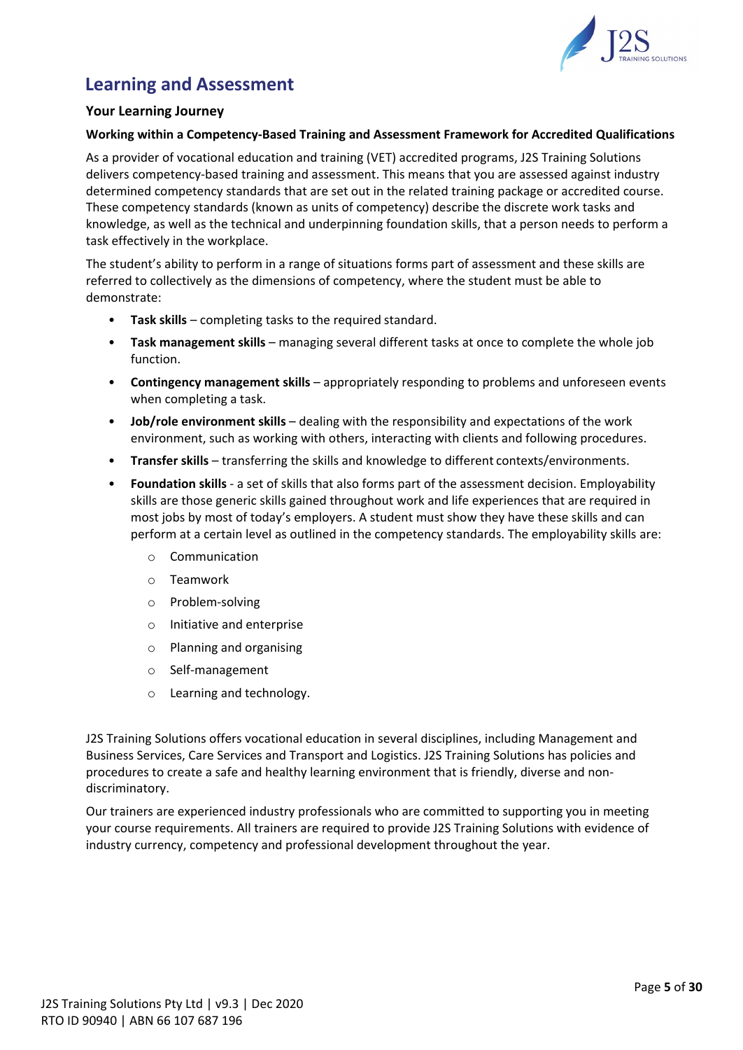## Learning and Assessment

### Your Learning Journey

#### Working within a Competency-Based Training and Assessment Framework for Accredited Qualifications

As a provider of vocational education and training (VET) accredited programs, J2S Training Solutions delivers competency-based training and assessment. This means that you are assessed against industry determined competency standards that are set out in the related training package or accredited course. These competency standards (known as units of competency) describe the discrete work tasks and knowledge, as well as the technical and underpinning foundation skills, that a person needs to perform a task effectively in the workplace.

The student's ability to perform in a range of situations forms part of assessment and these skills are referred to collectively as the dimensions of competency, where the student must be able to demonstrate:

- **Task skills** – completing tasks to the required standard.
- **Task management skills** – managing several different tasks at once to complete the whole job function.
- **Contingency management skills** – appropriately responding to problems and unforeseen events when completing a task.
- **Job/role environment skills** – dealing with the responsibility and expectations of the work environment, such as working with others, interacting with clients and following procedures.
- **Transfer skills** – transferring the skills and knowledge to different contexts/environments.
- **Foundation skills** - a set of skills that also forms part of the assessment decision. Employability skills are those generic skills gained throughout work and life experiences that are required in most jobs by most of today's employers. A student must show they have these skills and can perform at a certain level as outlined in the competency standards. The employability skills are:
  - Communication
  - Teamwork
  - Problem-solving
  - Initiative and enterprise
  - Planning and organising
  - Self-management
  - Learning and technology.

J2S Training Solutions offers vocational education in several disciplines, including Management and Business Services, Care Services and Transport and Logistics. J2S Training Solutions has policies and procedures to create a safe and healthy learning environment that is friendly, diverse and non-discriminatory.

Our trainers are experienced industry professionals who are committed to supporting you in meeting your course requirements. All trainers are required to provide J2S Training Solutions with evidence of industry currency, competency and professional development throughout the year.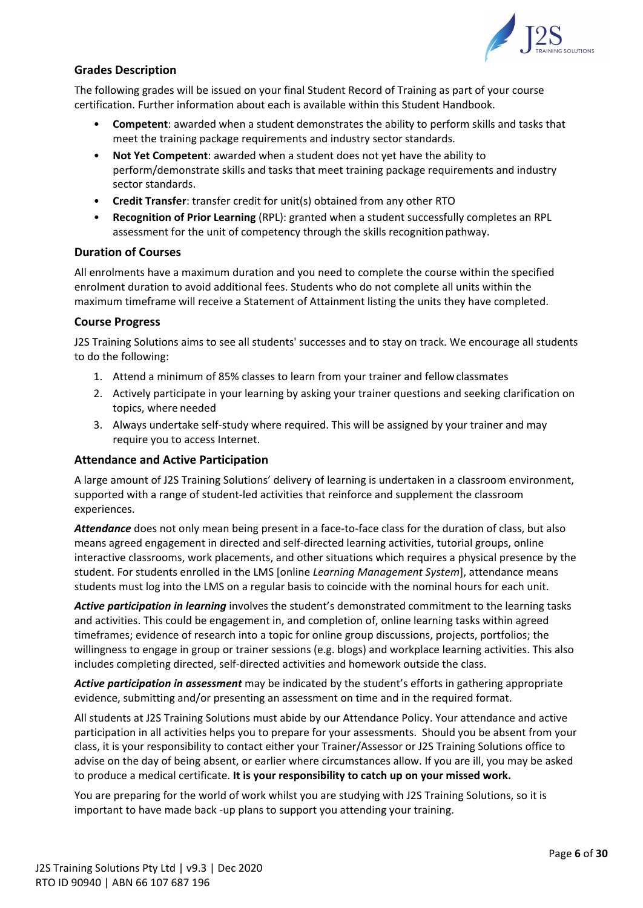## Grades Description

The following grades will be issued on your final Student Record of Training as part of your course certification. Further information about each is available within this Student Handbook.

- **Competent**: awarded when a student demonstrates the ability to perform skills and tasks that meet the training package requirements and industry sector standards.
- **Not Yet Competent**: awarded when a student does not yet have the ability to perform/demonstrate skills and tasks that meet training package requirements and industry sector standards.
- **Credit Transfer**: transfer credit for unit(s) obtained from any other RTO
- **Recognition of Prior Learning** (RPL): granted when a student successfully completes an RPL assessment for the unit of competency through the skills recognition pathway.

## Duration of Courses

All enrolments have a maximum duration and you need to complete the course within the specified enrolment duration to avoid additional fees. Students who do not complete all units within the maximum timeframe will receive a Statement of Attainment listing the units they have completed.

## Course Progress

J2S Training Solutions aims to see all students' successes and to stay on track. We encourage all students to do the following:

1. Attend a minimum of 85% classes to learn from your trainer and fellow classmates
2. Actively participate in your learning by asking your trainer questions and seeking clarification on topics, where needed
3. Always undertake self-study where required. This will be assigned by your trainer and may require you to access Internet.

## Attendance and Active Participation

A large amount of J2S Training Solutions' delivery of learning is undertaken in a classroom environment, supported with a range of student-led activities that reinforce and supplement the classroom experiences.

***Attendance*** does not only mean being present in a face-to-face class for the duration of class, but also means agreed engagement in directed and self-directed learning activities, tutorial groups, online interactive classrooms, work placements, and other situations which requires a physical presence by the student. For students enrolled in the LMS [online *Learning Management System*], attendance means students must log into the LMS on a regular basis to coincide with the nominal hours for each unit.

***Active participation in learning*** involves the student's demonstrated commitment to the learning tasks and activities. This could be engagement in, and completion of, online learning tasks within agreed timeframes; evidence of research into a topic for online group discussions, projects, portfolios; the willingness to engage in group or trainer sessions (e.g. blogs) and workplace learning activities. This also includes completing directed, self-directed activities and homework outside the class.

***Active participation in assessment*** may be indicated by the student's efforts in gathering appropriate evidence, submitting and/or presenting an assessment on time and in the required format.

All students at J2S Training Solutions must abide by our Attendance Policy. Your attendance and active participation in all activities helps you to prepare for your assessments. Should you be absent from your class, it is your responsibility to contact either your Trainer/Assessor or J2S Training Solutions office to advise on the day of being absent, or earlier where circumstances allow. If you are ill, you may be asked to produce a medical certificate. **It is your responsibility to catch up on your missed work.**

You are preparing for the world of work whilst you are studying with J2S Training Solutions, so it is important to have made back -up plans to support you attending your training.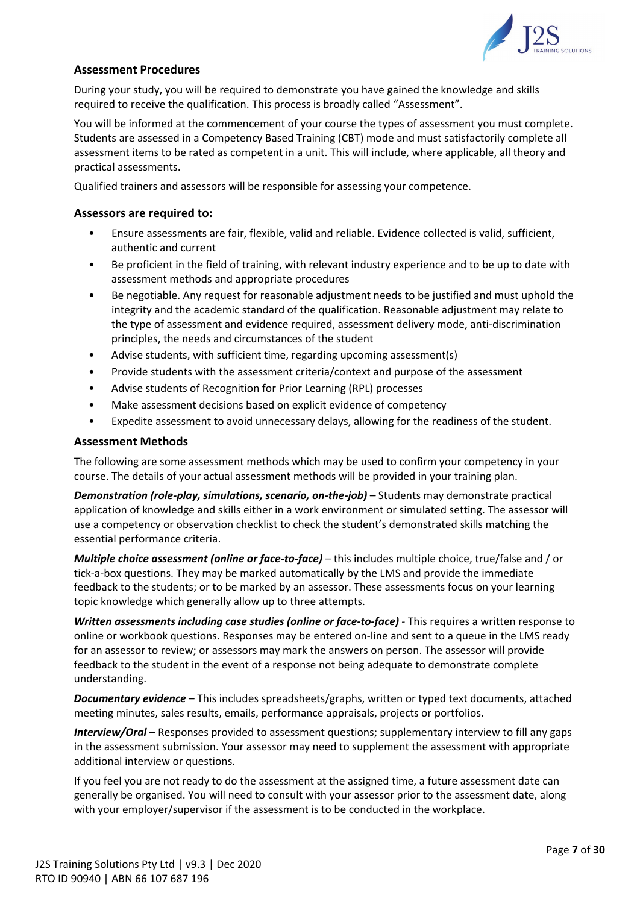### Assessment Procedures

During your study, you will be required to demonstrate you have gained the knowledge and skills required to receive the qualification. This process is broadly called "Assessment".

You will be informed at the commencement of your course the types of assessment you must complete. Students are assessed in a Competency Based Training (CBT) mode and must satisfactorily complete all assessment items to be rated as competent in a unit. This will include, where applicable, all theory and practical assessments.

Qualified trainers and assessors will be responsible for assessing your competence.

### Assessors are required to:

- Ensure assessments are fair, flexible, valid and reliable. Evidence collected is valid, sufficient, authentic and current
- Be proficient in the field of training, with relevant industry experience and to be up to date with assessment methods and appropriate procedures
- Be negotiable. Any request for reasonable adjustment needs to be justified and must uphold the integrity and the academic standard of the qualification. Reasonable adjustment may relate to the type of assessment and evidence required, assessment delivery mode, anti-discrimination principles, the needs and circumstances of the student
- Advise students, with sufficient time, regarding upcoming assessment(s)
- Provide students with the assessment criteria/context and purpose of the assessment
- Advise students of Recognition for Prior Learning (RPL) processes
- Make assessment decisions based on explicit evidence of competency
- Expedite assessment to avoid unnecessary delays, allowing for the readiness of the student.

### Assessment Methods

The following are some assessment methods which may be used to confirm your competency in your course. The details of your actual assessment methods will be provided in your training plan.

***Demonstration (role-play, simulations, scenario, on-the-job)*** – Students may demonstrate practical application of knowledge and skills either in a work environment or simulated setting. The assessor will use a competency or observation checklist to check the student's demonstrated skills matching the essential performance criteria.

***Multiple choice assessment (online or face-to-face)*** – this includes multiple choice, true/false and / or tick-a-box questions. They may be marked automatically by the LMS and provide the immediate feedback to the students; or to be marked by an assessor. These assessments focus on your learning topic knowledge which generally allow up to three attempts.

***Written assessments including case studies (online or face-to-face)*** - This requires a written response to online or workbook questions. Responses may be entered on-line and sent to a queue in the LMS ready for an assessor to review; or assessors may mark the answers on person. The assessor will provide feedback to the student in the event of a response not being adequate to demonstrate complete understanding.

***Documentary evidence*** – This includes spreadsheets/graphs, written or typed text documents, attached meeting minutes, sales results, emails, performance appraisals, projects or portfolios.

***Interview/Oral*** – Responses provided to assessment questions; supplementary interview to fill any gaps in the assessment submission. Your assessor may need to supplement the assessment with appropriate additional interview or questions.

If you feel you are not ready to do the assessment at the assigned time, a future assessment date can generally be organised. You will need to consult with your assessor prior to the assessment date, along with your employer/supervisor if the assessment is to be conducted in the workplace.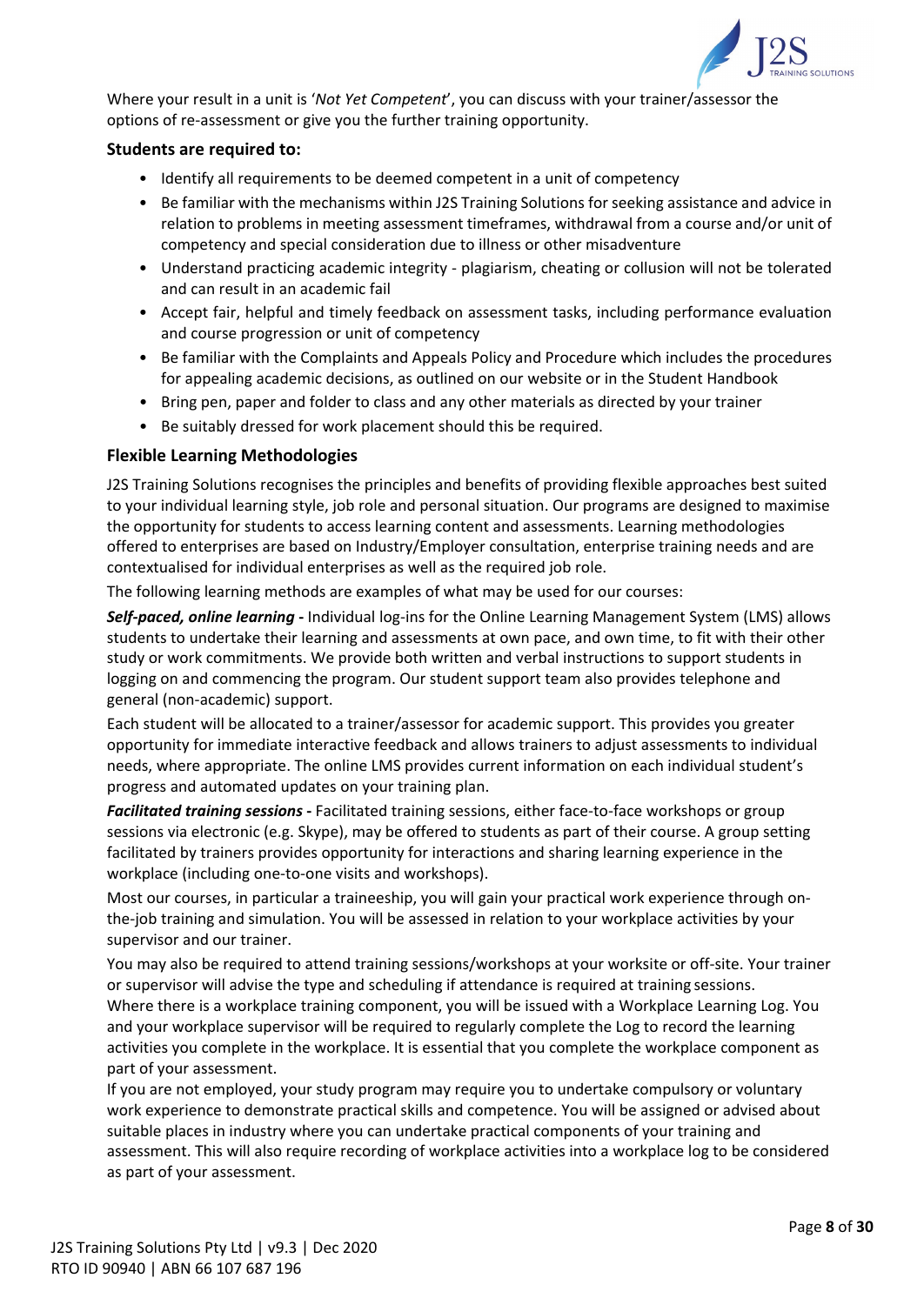Where your result in a unit is '*Not Yet Competent*', you can discuss with your trainer/assessor the options of re-assessment or give you the further training opportunity.

### Students are required to:

- Identify all requirements to be deemed competent in a unit of competency
- Be familiar with the mechanisms within J2S Training Solutions for seeking assistance and advice in relation to problems in meeting assessment timeframes, withdrawal from a course and/or unit of competency and special consideration due to illness or other misadventure
- Understand practicing academic integrity - plagiarism, cheating or collusion will not be tolerated and can result in an academic fail
- Accept fair, helpful and timely feedback on assessment tasks, including performance evaluation and course progression or unit of competency
- Be familiar with the Complaints and Appeals Policy and Procedure which includes the procedures for appealing academic decisions, as outlined on our website or in the Student Handbook
- Bring pen, paper and folder to class and any other materials as directed by your trainer
- Be suitably dressed for work placement should this be required.

### Flexible Learning Methodologies

J2S Training Solutions recognises the principles and benefits of providing flexible approaches best suited to your individual learning style, job role and personal situation. Our programs are designed to maximise the opportunity for students to access learning content and assessments. Learning methodologies offered to enterprises are based on Industry/Employer consultation, enterprise training needs and are contextualised for individual enterprises as well as the required job role.

The following learning methods are examples of what may be used for our courses:

***Self-paced, online learning*** **-** Individual log-ins for the Online Learning Management System (LMS) allows students to undertake their learning and assessments at own pace, and own time, to fit with their other study or work commitments. We provide both written and verbal instructions to support students in logging on and commencing the program. Our student support team also provides telephone and general (non-academic) support.

Each student will be allocated to a trainer/assessor for academic support. This provides you greater opportunity for immediate interactive feedback and allows trainers to adjust assessments to individual needs, where appropriate. The online LMS provides current information on each individual student's progress and automated updates on your training plan.

***Facilitated training sessions*** **-** Facilitated training sessions, either face-to-face workshops or group sessions via electronic (e.g. Skype), may be offered to students as part of their course. A group setting facilitated by trainers provides opportunity for interactions and sharing learning experience in the workplace (including one-to-one visits and workshops).

Most our courses, in particular a traineeship, you will gain your practical work experience through on-the-job training and simulation. You will be assessed in relation to your workplace activities by your supervisor and our trainer.

You may also be required to attend training sessions/workshops at your worksite or off-site. Your trainer or supervisor will advise the type and scheduling if attendance is required at training sessions.

Where there is a workplace training component, you will be issued with a Workplace Learning Log. You and your workplace supervisor will be required to regularly complete the Log to record the learning activities you complete in the workplace. It is essential that you complete the workplace component as part of your assessment.

If you are not employed, your study program may require you to undertake compulsory or voluntary work experience to demonstrate practical skills and competence. You will be assigned or advised about suitable places in industry where you can undertake practical components of your training and assessment. This will also require recording of workplace activities into a workplace log to be considered as part of your assessment.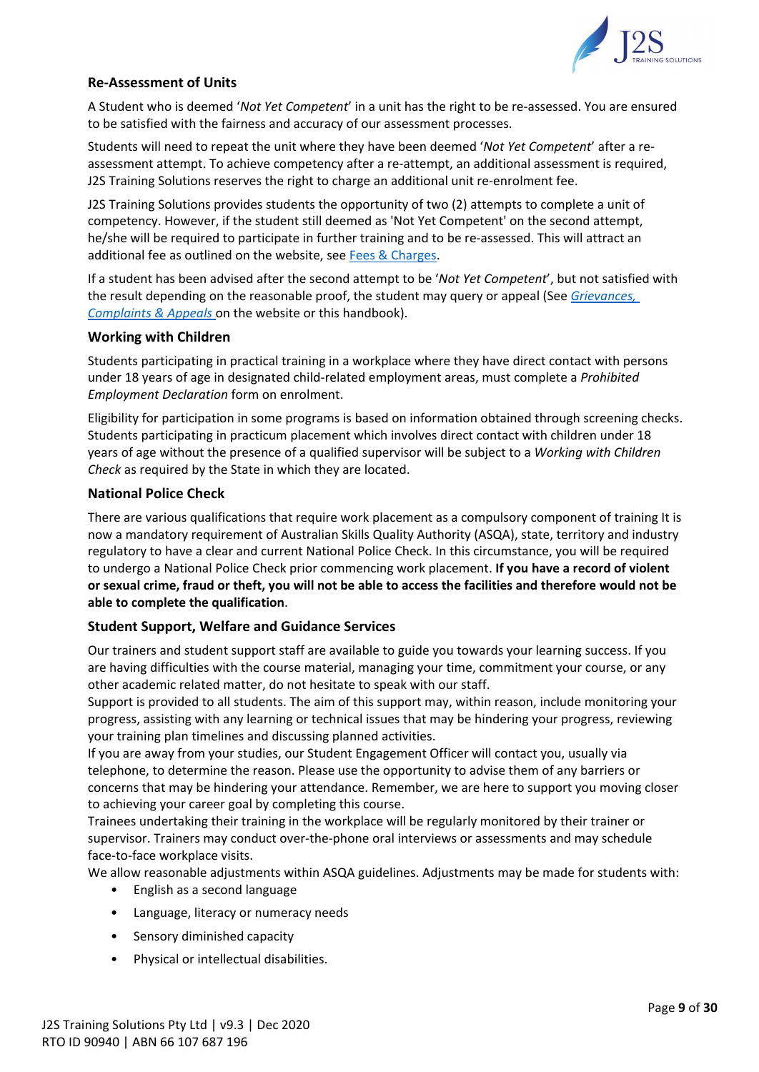### Re-Assessment of Units

A Student who is deemed '*Not Yet Competent*' in a unit has the right to be re-assessed. You are ensured to be satisfied with the fairness and accuracy of our assessment processes.

Students will need to repeat the unit where they have been deemed '*Not Yet Competent*' after a re-assessment attempt. To achieve competency after a re-attempt, an additional assessment is required, J2S Training Solutions reserves the right to charge an additional unit re-enrolment fee.

J2S Training Solutions provides students the opportunity of two (2) attempts to complete a unit of competency. However, if the student still deemed as 'Not Yet Competent' on the second attempt, he/she will be required to participate in further training and to be re-assessed. This will attract an additional fee as outlined on the website, see Fees & Charges.

If a student has been advised after the second attempt to be '*Not Yet Competent*', but not satisfied with the result depending on the reasonable proof, the student may query or appeal (See *Grievances, Complaints & Appeals* on the website or this handbook).

### Working with Children

Students participating in practical training in a workplace where they have direct contact with persons under 18 years of age in designated child-related employment areas, must complete a *Prohibited Employment Declaration* form on enrolment.

Eligibility for participation in some programs is based on information obtained through screening checks. Students participating in practicum placement which involves direct contact with children under 18 years of age without the presence of a qualified supervisor will be subject to a *Working with Children Check* as required by the State in which they are located.

### National Police Check

There are various qualifications that require work placement as a compulsory component of training It is now a mandatory requirement of Australian Skills Quality Authority (ASQA), state, territory and industry regulatory to have a clear and current National Police Check. In this circumstance, you will be required to undergo a National Police Check prior commencing work placement. **If you have a record of violent or sexual crime, fraud or theft, you will not be able to access the facilities and therefore would not be able to complete the qualification**.

### Student Support, Welfare and Guidance Services

Our trainers and student support staff are available to guide you towards your learning success. If you are having difficulties with the course material, managing your time, commitment your course, or any other academic related matter, do not hesitate to speak with our staff.

Support is provided to all students. The aim of this support may, within reason, include monitoring your progress, assisting with any learning or technical issues that may be hindering your progress, reviewing your training plan timelines and discussing planned activities.

If you are away from your studies, our Student Engagement Officer will contact you, usually via telephone, to determine the reason. Please use the opportunity to advise them of any barriers or concerns that may be hindering your attendance. Remember, we are here to support you moving closer to achieving your career goal by completing this course.

Trainees undertaking their training in the workplace will be regularly monitored by their trainer or supervisor. Trainers may conduct over-the-phone oral interviews or assessments and may schedule face-to-face workplace visits.

We allow reasonable adjustments within ASQA guidelines. Adjustments may be made for students with:

- English as a second language
- Language, literacy or numeracy needs
- Sensory diminished capacity
- Physical or intellectual disabilities.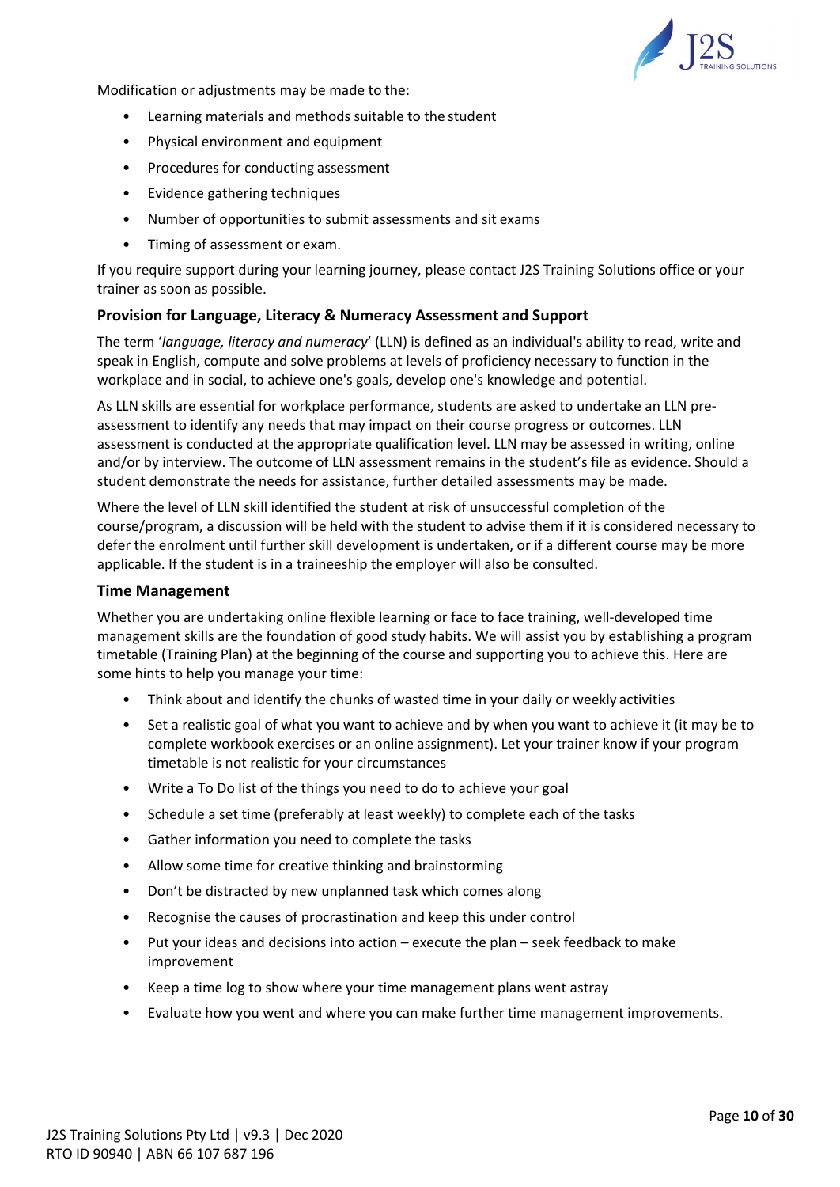Modification or adjustments may be made to the:

- Learning materials and methods suitable to the student
- Physical environment and equipment
- Procedures for conducting assessment
- Evidence gathering techniques
- Number of opportunities to submit assessments and sit exams
- Timing of assessment or exam.

If you require support during your learning journey, please contact J2S Training Solutions office or your trainer as soon as possible.

### Provision for Language, Literacy & Numeracy Assessment and Support

The term '*language, literacy and numeracy*' (LLN) is defined as an individual's ability to read, write and speak in English, compute and solve problems at levels of proficiency necessary to function in the workplace and in social, to achieve one's goals, develop one's knowledge and potential.

As LLN skills are essential for workplace performance, students are asked to undertake an LLN pre-assessment to identify any needs that may impact on their course progress or outcomes. LLN assessment is conducted at the appropriate qualification level. LLN may be assessed in writing, online and/or by interview. The outcome of LLN assessment remains in the student's file as evidence. Should a student demonstrate the needs for assistance, further detailed assessments may be made.

Where the level of LLN skill identified the student at risk of unsuccessful completion of the course/program, a discussion will be held with the student to advise them if it is considered necessary to defer the enrolment until further skill development is undertaken, or if a different course may be more applicable. If the student is in a traineeship the employer will also be consulted.

### Time Management

Whether you are undertaking online flexible learning or face to face training, well-developed time management skills are the foundation of good study habits. We will assist you by establishing a program timetable (Training Plan) at the beginning of the course and supporting you to achieve this. Here are some hints to help you manage your time:

- Think about and identify the chunks of wasted time in your daily or weekly activities
- Set a realistic goal of what you want to achieve and by when you want to achieve it (it may be to complete workbook exercises or an online assignment). Let your trainer know if your program timetable is not realistic for your circumstances
- Write a To Do list of the things you need to do to achieve your goal
- Schedule a set time (preferably at least weekly) to complete each of the tasks
- Gather information you need to complete the tasks
- Allow some time for creative thinking and brainstorming
- Don't be distracted by new unplanned task which comes along
- Recognise the causes of procrastination and keep this under control
- Put your ideas and decisions into action – execute the plan – seek feedback to make improvement
- Keep a time log to show where your time management plans went astray
- Evaluate how you went and where you can make further time management improvements.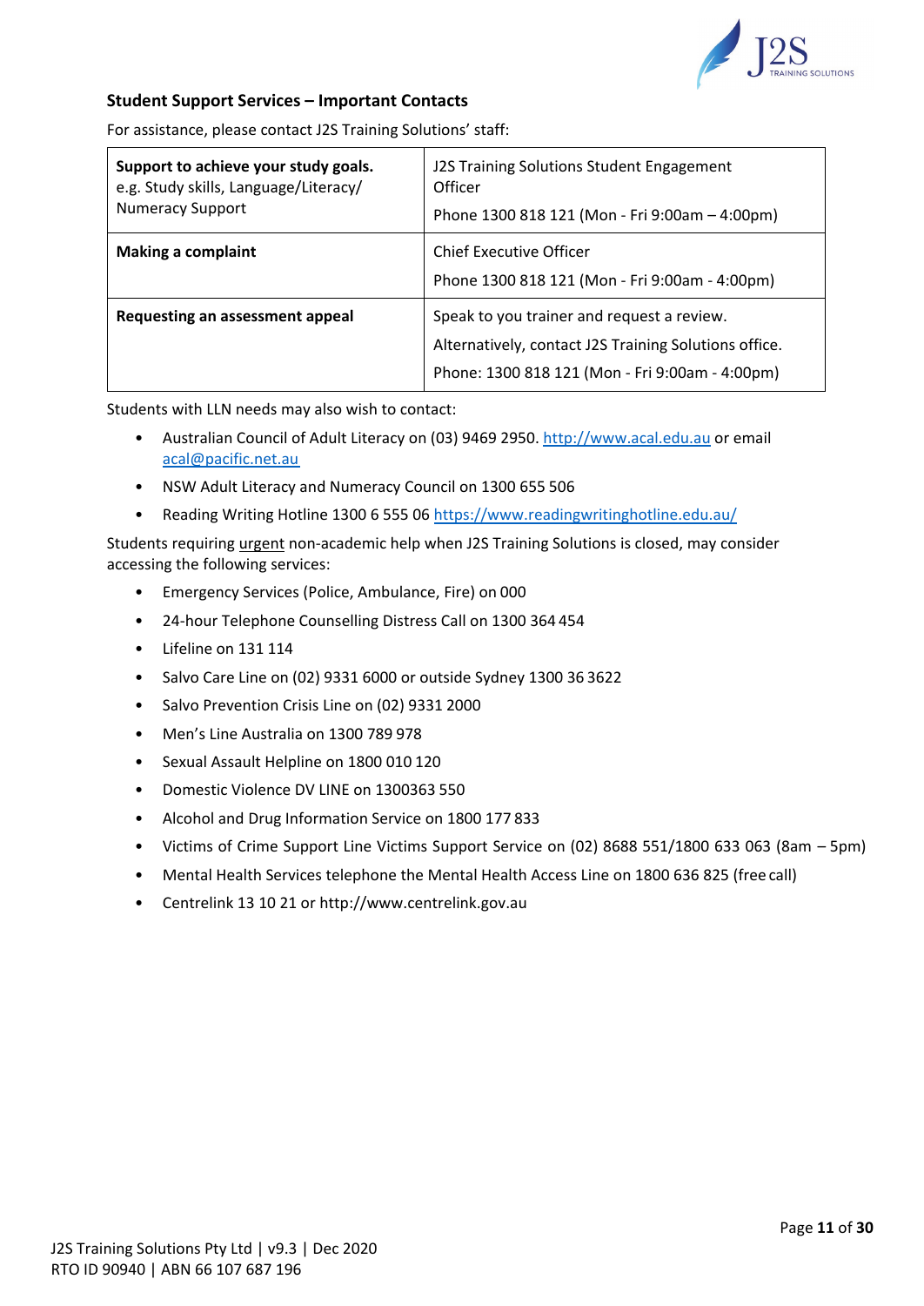## Student Support Services – Important Contacts

For assistance, please contact J2S Training Solutions' staff:

| | |
|---|---|
| **Support to achieve your study goals.** e.g. Study skills, Language/Literacy/ Numeracy Support | J2S Training Solutions Student Engagement Officer<br>Phone 1300 818 121 (Mon - Fri 9:00am – 4:00pm) |
| **Making a complaint** | Chief Executive Officer<br>Phone 1300 818 121 (Mon - Fri 9:00am - 4:00pm) |
| **Requesting an assessment appeal** | Speak to you trainer and request a review.<br>Alternatively, contact J2S Training Solutions office.<br>Phone: 1300 818 121 (Mon - Fri 9:00am - 4:00pm) |

Students with LLN needs may also wish to contact:

- Australian Council of Adult Literacy on (03) 9469 2950. http://www.acal.edu.au or email acal@pacific.net.au
- NSW Adult Literacy and Numeracy Council on 1300 655 506
- Reading Writing Hotline 1300 6 555 06 https://www.readingwritinghotline.edu.au/

Students requiring urgent non-academic help when J2S Training Solutions is closed, may consider accessing the following services:

- Emergency Services (Police, Ambulance, Fire) on 000
- 24-hour Telephone Counselling Distress Call on 1300 364 454
- Lifeline on 131 114
- Salvo Care Line on (02) 9331 6000 or outside Sydney 1300 36 3622
- Salvo Prevention Crisis Line on (02) 9331 2000
- Men's Line Australia on 1300 789 978
- Sexual Assault Helpline on 1800 010 120
- Domestic Violence DV LINE on 1300363 550
- Alcohol and Drug Information Service on 1800 177 833
- Victims of Crime Support Line Victims Support Service on (02) 8688 551/1800 633 063 (8am – 5pm)
- Mental Health Services telephone the Mental Health Access Line on 1800 636 825 (free call)
- Centrelink 13 10 21 or http://www.centrelink.gov.au

J2S Training Solutions Pty Ltd | v9.3 | Dec 2020
RTO ID 90940 | ABN 66 107 687 196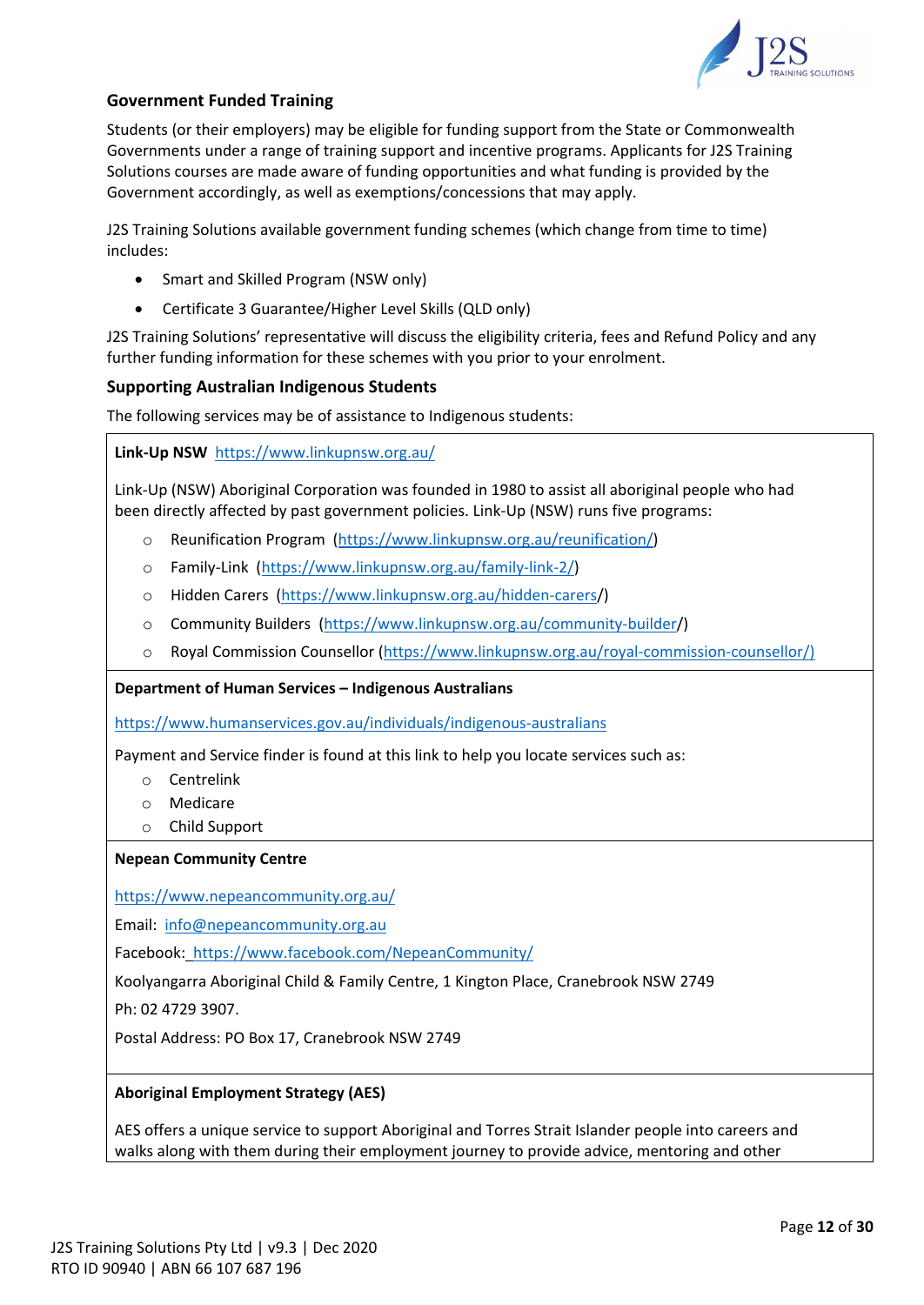## Government Funded Training

Students (or their employers) may be eligible for funding support from the State or Commonwealth Governments under a range of training support and incentive programs. Applicants for J2S Training Solutions courses are made aware of funding opportunities and what funding is provided by the Government accordingly, as well as exemptions/concessions that may apply.

J2S Training Solutions available government funding schemes (which change from time to time) includes:

- Smart and Skilled Program (NSW only)
- Certificate 3 Guarantee/Higher Level Skills (QLD only)

J2S Training Solutions' representative will discuss the eligibility criteria, fees and Refund Policy and any further funding information for these schemes with you prior to your enrolment.

## Supporting Australian Indigenous Students

The following services may be of assistance to Indigenous students:

**Link-Up NSW** https://www.linkupnsw.org.au/

Link-Up (NSW) Aboriginal Corporation was founded in 1980 to assist all aboriginal people who had been directly affected by past government policies. Link-Up (NSW) runs five programs:

- Reunification Program (https://www.linkupnsw.org.au/reunification/)
- Family-Link (https://www.linkupnsw.org.au/family-link-2/)
- Hidden Carers (https://www.linkupnsw.org.au/hidden-carers/)
- Community Builders (https://www.linkupnsw.org.au/community-builder/)
- Royal Commission Counsellor (https://www.linkupnsw.org.au/royal-commission-counsellor/)

**Department of Human Services – Indigenous Australians**

https://www.humanservices.gov.au/individuals/indigenous-australians

Payment and Service finder is found at this link to help you locate services such as:

- Centrelink
- Medicare
- Child Support

**Nepean Community Centre**

https://www.nepeancommunity.org.au/

Email: info@nepeancommunity.org.au

Facebook: https://www.facebook.com/NepeanCommunity/

Koolyangarra Aboriginal Child & Family Centre, 1 Kington Place, Cranebrook NSW 2749

Ph: 02 4729 3907.

Postal Address: PO Box 17, Cranebrook NSW 2749

**Aboriginal Employment Strategy (AES)**

AES offers a unique service to support Aboriginal and Torres Strait Islander people into careers and walks along with them during their employment journey to provide advice, mentoring and other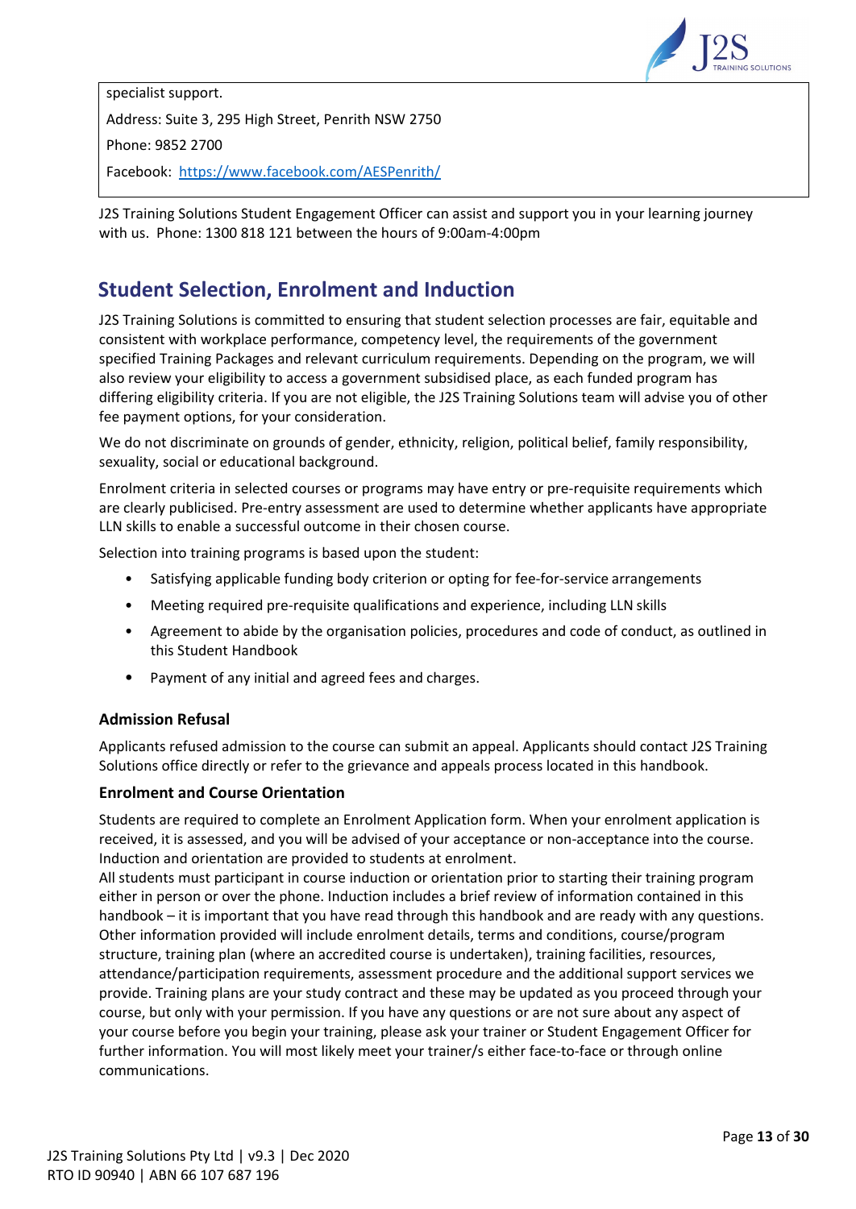specialist support.

Address: Suite 3, 295 High Street, Penrith NSW 2750

Phone: 9852 2700

Facebook: [https://www.facebook.com/AESPenrith/](https://www.facebook.com/AESPenrith/)

J2S Training Solutions Student Engagement Officer can assist and support you in your learning journey with us. Phone: 1300 818 121 between the hours of 9:00am-4:00pm

## Student Selection, Enrolment and Induction

J2S Training Solutions is committed to ensuring that student selection processes are fair, equitable and consistent with workplace performance, competency level, the requirements of the government specified Training Packages and relevant curriculum requirements. Depending on the program, we will also review your eligibility to access a government subsidised place, as each funded program has differing eligibility criteria. If you are not eligible, the J2S Training Solutions team will advise you of other fee payment options, for your consideration.

We do not discriminate on grounds of gender, ethnicity, religion, political belief, family responsibility, sexuality, social or educational background.

Enrolment criteria in selected courses or programs may have entry or pre-requisite requirements which are clearly publicised. Pre-entry assessment are used to determine whether applicants have appropriate LLN skills to enable a successful outcome in their chosen course.

Selection into training programs is based upon the student:

- Satisfying applicable funding body criterion or opting for fee-for-service arrangements
- Meeting required pre-requisite qualifications and experience, including LLN skills
- Agreement to abide by the organisation policies, procedures and code of conduct, as outlined in this Student Handbook
- Payment of any initial and agreed fees and charges.

### Admission Refusal

Applicants refused admission to the course can submit an appeal. Applicants should contact J2S Training Solutions office directly or refer to the grievance and appeals process located in this handbook.

### Enrolment and Course Orientation

Students are required to complete an Enrolment Application form. When your enrolment application is received, it is assessed, and you will be advised of your acceptance or non-acceptance into the course. Induction and orientation are provided to students at enrolment.

All students must participant in course induction or orientation prior to starting their training program either in person or over the phone. Induction includes a brief review of information contained in this handbook – it is important that you have read through this handbook and are ready with any questions. Other information provided will include enrolment details, terms and conditions, course/program structure, training plan (where an accredited course is undertaken), training facilities, resources, attendance/participation requirements, assessment procedure and the additional support services we provide. Training plans are your study contract and these may be updated as you proceed through your course, but only with your permission. If you have any questions or are not sure about any aspect of your course before you begin your training, please ask your trainer or Student Engagement Officer for further information. You will most likely meet your trainer/s either face-to-face or through online communications.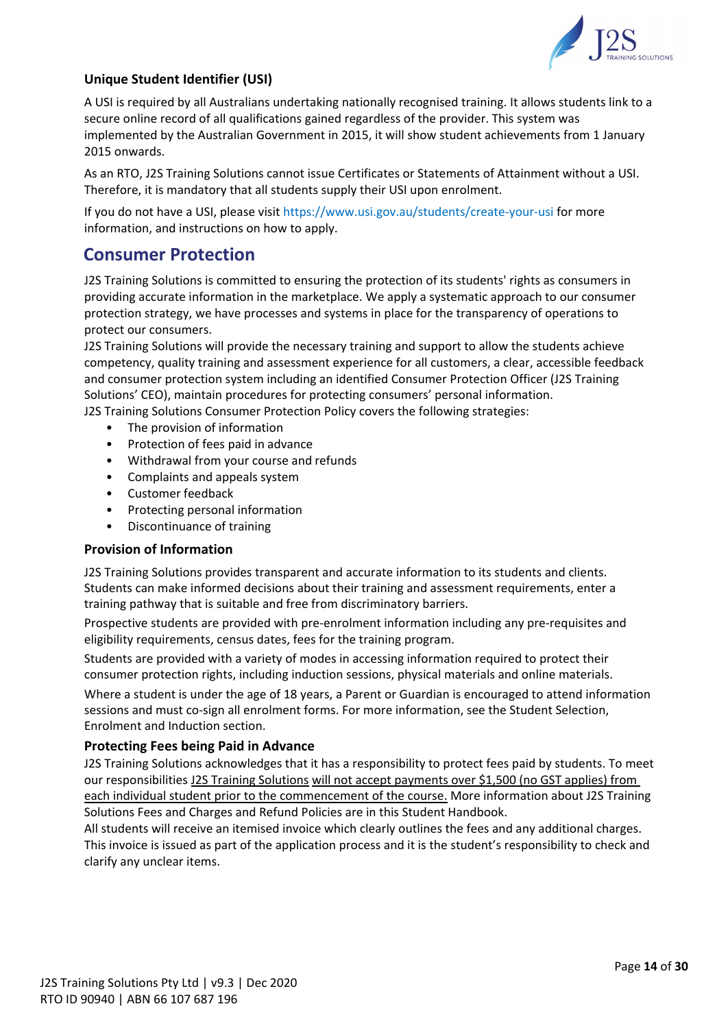### Unique Student Identifier (USI)

A USI is required by all Australians undertaking nationally recognised training. It allows students link to a secure online record of all qualifications gained regardless of the provider. This system was implemented by the Australian Government in 2015, it will show student achievements from 1 January 2015 onwards.

As an RTO, J2S Training Solutions cannot issue Certificates or Statements of Attainment without a USI. Therefore, it is mandatory that all students supply their USI upon enrolment.

If you do not have a USI, please visit https://www.usi.gov.au/students/create-your-usi for more information, and instructions on how to apply.

## Consumer Protection

J2S Training Solutions is committed to ensuring the protection of its students' rights as consumers in providing accurate information in the marketplace. We apply a systematic approach to our consumer protection strategy, we have processes and systems in place for the transparency of operations to protect our consumers.

J2S Training Solutions will provide the necessary training and support to allow the students achieve competency, quality training and assessment experience for all customers, a clear, accessible feedback and consumer protection system including an identified Consumer Protection Officer (J2S Training Solutions' CEO), maintain procedures for protecting consumers' personal information.

J2S Training Solutions Consumer Protection Policy covers the following strategies:

- The provision of information
- Protection of fees paid in advance
- Withdrawal from your course and refunds
- Complaints and appeals system
- Customer feedback
- Protecting personal information
- Discontinuance of training

### Provision of Information

J2S Training Solutions provides transparent and accurate information to its students and clients. Students can make informed decisions about their training and assessment requirements, enter a training pathway that is suitable and free from discriminatory barriers.

Prospective students are provided with pre-enrolment information including any pre-requisites and eligibility requirements, census dates, fees for the training program.

Students are provided with a variety of modes in accessing information required to protect their consumer protection rights, including induction sessions, physical materials and online materials.

Where a student is under the age of 18 years, a Parent or Guardian is encouraged to attend information sessions and must co-sign all enrolment forms. For more information, see the Student Selection, Enrolment and Induction section.

### Protecting Fees being Paid in Advance

J2S Training Solutions acknowledges that it has a responsibility to protect fees paid by students. To meet our responsibilities J2S Training Solutions will not accept payments over $1,500 (no GST applies) from each individual student prior to the commencement of the course. More information about J2S Training Solutions Fees and Charges and Refund Policies are in this Student Handbook.

All students will receive an itemised invoice which clearly outlines the fees and any additional charges. This invoice is issued as part of the application process and it is the student's responsibility to check and clarify any unclear items.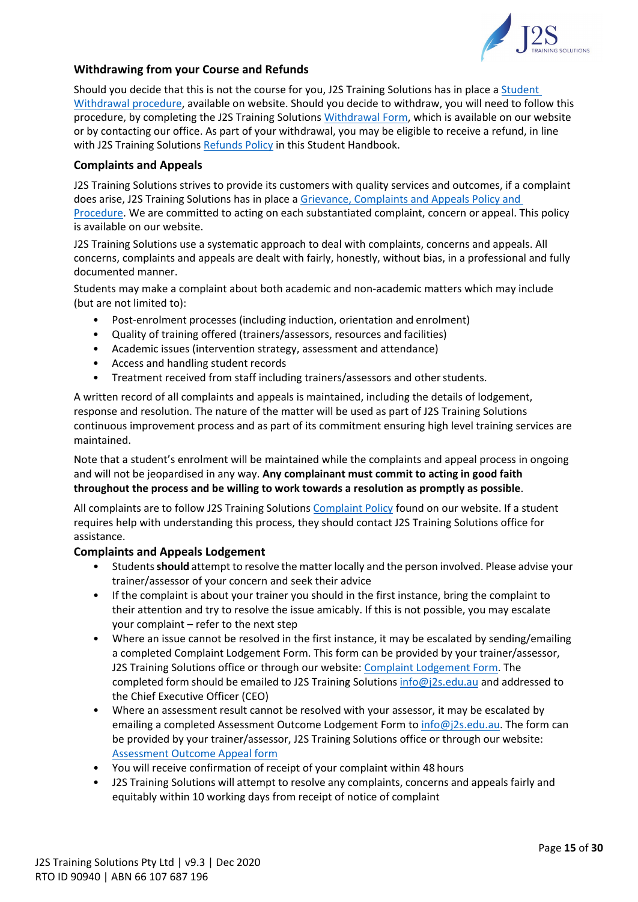## Withdrawing from your Course and Refunds

Should you decide that this is not the course for you, J2S Training Solutions has in place a Student Withdrawal procedure, available on website. Should you decide to withdraw, you will need to follow this procedure, by completing the J2S Training Solutions Withdrawal Form, which is available on our website or by contacting our office. As part of your withdrawal, you may be eligible to receive a refund, in line with J2S Training Solutions Refunds Policy in this Student Handbook.

## Complaints and Appeals

J2S Training Solutions strives to provide its customers with quality services and outcomes, if a complaint does arise, J2S Training Solutions has in place a Grievance, Complaints and Appeals Policy and Procedure. We are committed to acting on each substantiated complaint, concern or appeal. This policy is available on our website.

J2S Training Solutions use a systematic approach to deal with complaints, concerns and appeals. All concerns, complaints and appeals are dealt with fairly, honestly, without bias, in a professional and fully documented manner.

Students may make a complaint about both academic and non-academic matters which may include (but are not limited to):

- Post-enrolment processes (including induction, orientation and enrolment)
- Quality of training offered (trainers/assessors, resources and facilities)
- Academic issues (intervention strategy, assessment and attendance)
- Access and handling student records
- Treatment received from staff including trainers/assessors and other students.

A written record of all complaints and appeals is maintained, including the details of lodgement, response and resolution. The nature of the matter will be used as part of J2S Training Solutions continuous improvement process and as part of its commitment ensuring high level training services are maintained.

Note that a student's enrolment will be maintained while the complaints and appeal process in ongoing and will not be jeopardised in any way. **Any complainant must commit to acting in good faith throughout the process and be willing to work towards a resolution as promptly as possible**.

All complaints are to follow J2S Training Solutions Complaint Policy found on our website. If a student requires help with understanding this process, they should contact J2S Training Solutions office for assistance.

## Complaints and Appeals Lodgement

- Students **should** attempt to resolve the matter locally and the person involved. Please advise your trainer/assessor of your concern and seek their advice
- If the complaint is about your trainer you should in the first instance, bring the complaint to their attention and try to resolve the issue amicably. If this is not possible, you may escalate your complaint – refer to the next step
- Where an issue cannot be resolved in the first instance, it may be escalated by sending/emailing a completed Complaint Lodgement Form. This form can be provided by your trainer/assessor, J2S Training Solutions office or through our website: Complaint Lodgement Form. The completed form should be emailed to J2S Training Solutions info@j2s.edu.au and addressed to the Chief Executive Officer (CEO)
- Where an assessment result cannot be resolved with your assessor, it may be escalated by emailing a completed Assessment Outcome Lodgement Form to info@j2s.edu.au. The form can be provided by your trainer/assessor, J2S Training Solutions office or through our website: Assessment Outcome Appeal form
- You will receive confirmation of receipt of your complaint within 48 hours
- J2S Training Solutions will attempt to resolve any complaints, concerns and appeals fairly and equitably within 10 working days from receipt of notice of complaint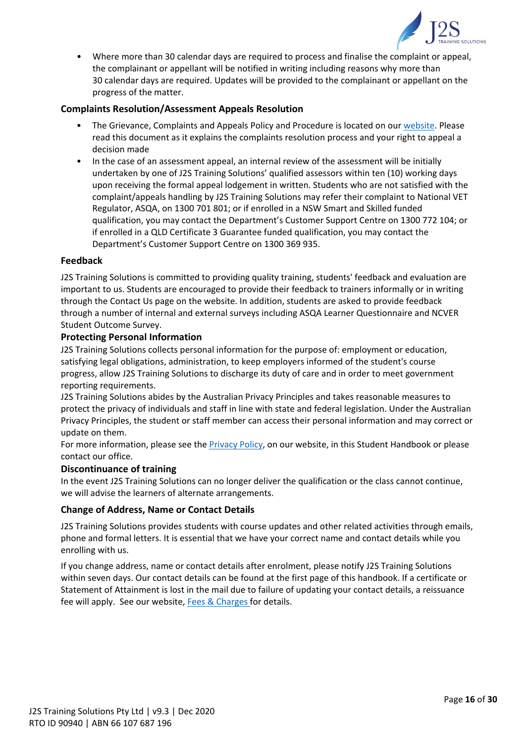- Where more than 30 calendar days are required to process and finalise the complaint or appeal, the complainant or appellant will be notified in writing including reasons why more than 30 calendar days are required. Updates will be provided to the complainant or appellant on the progress of the matter.

### Complaints Resolution/Assessment Appeals Resolution

- The Grievance, Complaints and Appeals Policy and Procedure is located on our [website](). Please read this document as it explains the complaints resolution process and your right to appeal a decision made
- In the case of an assessment appeal, an internal review of the assessment will be initially undertaken by one of J2S Training Solutions' qualified assessors within ten (10) working days upon receiving the formal appeal lodgement in written. Students who are not satisfied with the complaint/appeals handling by J2S Training Solutions may refer their complaint to National VET Regulator, ASQA, on 1300 701 801; or if enrolled in a NSW Smart and Skilled funded qualification, you may contact the Department's Customer Support Centre on 1300 772 104; or if enrolled in a QLD Certificate 3 Guarantee funded qualification, you may contact the Department's Customer Support Centre on 1300 369 935.

### Feedback

J2S Training Solutions is committed to providing quality training, students' feedback and evaluation are important to us. Students are encouraged to provide their feedback to trainers informally or in writing through the Contact Us page on the website. In addition, students are asked to provide feedback through a number of internal and external surveys including ASQA Learner Questionnaire and NCVER Student Outcome Survey.

### Protecting Personal Information

J2S Training Solutions collects personal information for the purpose of: employment or education, satisfying legal obligations, administration, to keep employers informed of the student's course progress, allow J2S Training Solutions to discharge its duty of care and in order to meet government reporting requirements.

J2S Training Solutions abides by the Australian Privacy Principles and takes reasonable measures to protect the privacy of individuals and staff in line with state and federal legislation. Under the Australian Privacy Principles, the student or staff member can access their personal information and may correct or update on them.

For more information, please see the [Privacy Policy](), on our website, in this Student Handbook or please contact our office.

### Discontinuance of training

In the event J2S Training Solutions can no longer deliver the qualification or the class cannot continue, we will advise the learners of alternate arrangements.

### Change of Address, Name or Contact Details

J2S Training Solutions provides students with course updates and other related activities through emails, phone and formal letters. It is essential that we have your correct name and contact details while you enrolling with us.

If you change address, name or contact details after enrolment, please notify J2S Training Solutions within seven days. Our contact details can be found at the first page of this handbook. If a certificate or Statement of Attainment is lost in the mail due to failure of updating your contact details, a reissuance fee will apply. See our website, [Fees & Charges]() for details.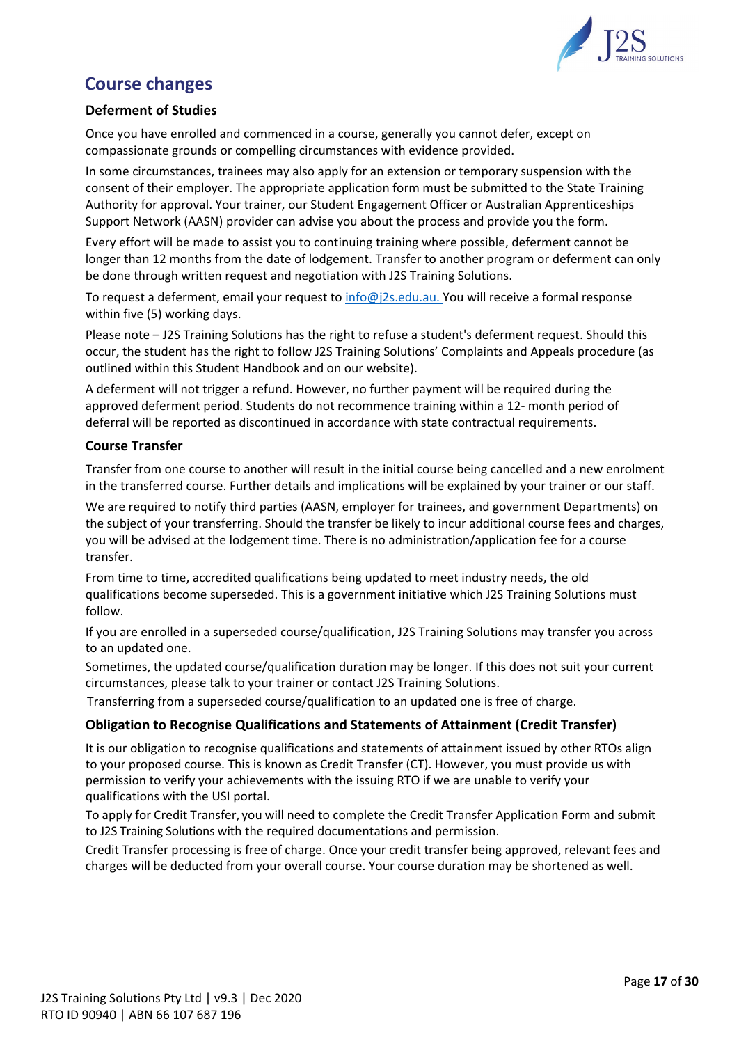# Course changes

## Deferment of Studies

Once you have enrolled and commenced in a course, generally you cannot defer, except on compassionate grounds or compelling circumstances with evidence provided.

In some circumstances, trainees may also apply for an extension or temporary suspension with the consent of their employer. The appropriate application form must be submitted to the State Training Authority for approval. Your trainer, our Student Engagement Officer or Australian Apprenticeships Support Network (AASN) provider can advise you about the process and provide you the form.

Every effort will be made to assist you to continuing training where possible, deferment cannot be longer than 12 months from the date of lodgement. Transfer to another program or deferment can only be done through written request and negotiation with J2S Training Solutions.

To request a deferment, email your request to info@j2s.edu.au. You will receive a formal response within five (5) working days.

Please note – J2S Training Solutions has the right to refuse a student's deferment request. Should this occur, the student has the right to follow J2S Training Solutions' Complaints and Appeals procedure (as outlined within this Student Handbook and on our website).

A deferment will not trigger a refund. However, no further payment will be required during the approved deferment period. Students do not recommence training within a 12- month period of deferral will be reported as discontinued in accordance with state contractual requirements.

## Course Transfer

Transfer from one course to another will result in the initial course being cancelled and a new enrolment in the transferred course. Further details and implications will be explained by your trainer or our staff.

We are required to notify third parties (AASN, employer for trainees, and government Departments) on the subject of your transferring. Should the transfer be likely to incur additional course fees and charges, you will be advised at the lodgement time. There is no administration/application fee for a course transfer.

From time to time, accredited qualifications being updated to meet industry needs, the old qualifications become superseded. This is a government initiative which J2S Training Solutions must follow.

If you are enrolled in a superseded course/qualification, J2S Training Solutions may transfer you across to an updated one.

Sometimes, the updated course/qualification duration may be longer. If this does not suit your current circumstances, please talk to your trainer or contact J2S Training Solutions.

Transferring from a superseded course/qualification to an updated one is free of charge.

## Obligation to Recognise Qualifications and Statements of Attainment (Credit Transfer)

It is our obligation to recognise qualifications and statements of attainment issued by other RTOs align to your proposed course. This is known as Credit Transfer (CT). However, you must provide us with permission to verify your achievements with the issuing RTO if we are unable to verify your qualifications with the USI portal.

To apply for Credit Transfer, you will need to complete the Credit Transfer Application Form and submit to J2S Training Solutions with the required documentations and permission.

Credit Transfer processing is free of charge. Once your credit transfer being approved, relevant fees and charges will be deducted from your overall course. Your course duration may be shortened as well.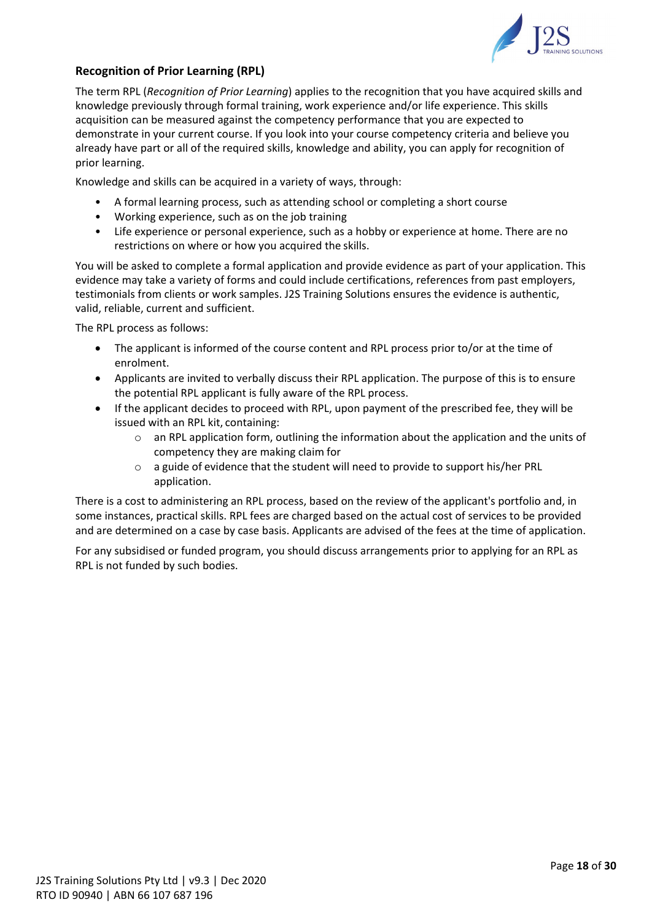## Recognition of Prior Learning (RPL)

The term RPL (*Recognition of Prior Learning*) applies to the recognition that you have acquired skills and knowledge previously through formal training, work experience and/or life experience. This skills acquisition can be measured against the competency performance that you are expected to demonstrate in your current course. If you look into your course competency criteria and believe you already have part or all of the required skills, knowledge and ability, you can apply for recognition of prior learning.

Knowledge and skills can be acquired in a variety of ways, through:

- A formal learning process, such as attending school or completing a short course
- Working experience, such as on the job training
- Life experience or personal experience, such as a hobby or experience at home. There are no restrictions on where or how you acquired the skills.

You will be asked to complete a formal application and provide evidence as part of your application. This evidence may take a variety of forms and could include certifications, references from past employers, testimonials from clients or work samples. J2S Training Solutions ensures the evidence is authentic, valid, reliable, current and sufficient.

The RPL process as follows:

- The applicant is informed of the course content and RPL process prior to/or at the time of enrolment.
- Applicants are invited to verbally discuss their RPL application. The purpose of this is to ensure the potential RPL applicant is fully aware of the RPL process.
- If the applicant decides to proceed with RPL, upon payment of the prescribed fee, they will be issued with an RPL kit, containing:
  - an RPL application form, outlining the information about the application and the units of competency they are making claim for
  - a guide of evidence that the student will need to provide to support his/her PRL application.

There is a cost to administering an RPL process, based on the review of the applicant's portfolio and, in some instances, practical skills. RPL fees are charged based on the actual cost of services to be provided and are determined on a case by case basis. Applicants are advised of the fees at the time of application.

For any subsidised or funded program, you should discuss arrangements prior to applying for an RPL as RPL is not funded by such bodies.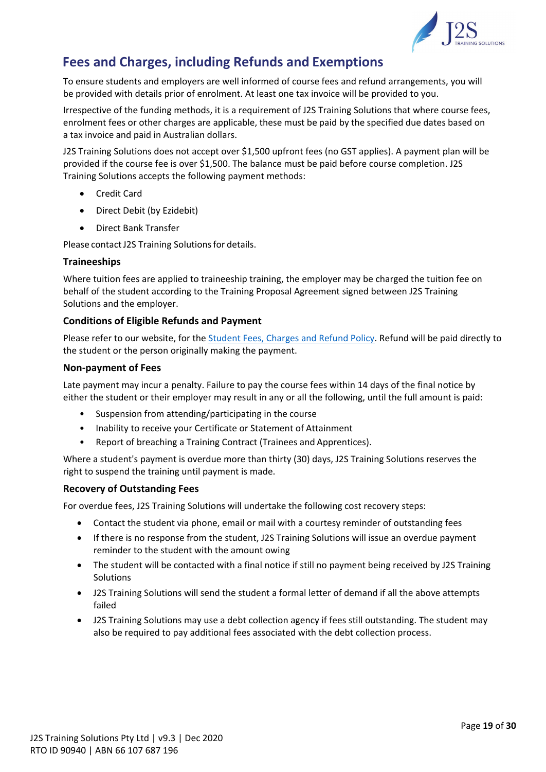## Fees and Charges, including Refunds and Exemptions

To ensure students and employers are well informed of course fees and refund arrangements, you will be provided with details prior of enrolment. At least one tax invoice will be provided to you.

Irrespective of the funding methods, it is a requirement of J2S Training Solutions that where course fees, enrolment fees or other charges are applicable, these must be paid by the specified due dates based on a tax invoice and paid in Australian dollars.

J2S Training Solutions does not accept over $1,500 upfront fees (no GST applies). A payment plan will be provided if the course fee is over $1,500. The balance must be paid before course completion. J2S Training Solutions accepts the following payment methods:

- Credit Card
- Direct Debit (by Ezidebit)
- Direct Bank Transfer

Please contact J2S Training Solutions for details.

### Traineeships

Where tuition fees are applied to traineeship training, the employer may be charged the tuition fee on behalf of the student according to the Training Proposal Agreement signed between J2S Training Solutions and the employer.

### Conditions of Eligible Refunds and Payment

Please refer to our website, for the Student Fees, Charges and Refund Policy. Refund will be paid directly to the student or the person originally making the payment.

### Non-payment of Fees

Late payment may incur a penalty. Failure to pay the course fees within 14 days of the final notice by either the student or their employer may result in any or all the following, until the full amount is paid:

- Suspension from attending/participating in the course
- Inability to receive your Certificate or Statement of Attainment
- Report of breaching a Training Contract (Trainees and Apprentices).

Where a student's payment is overdue more than thirty (30) days, J2S Training Solutions reserves the right to suspend the training until payment is made.

### Recovery of Outstanding Fees

For overdue fees, J2S Training Solutions will undertake the following cost recovery steps:

- Contact the student via phone, email or mail with a courtesy reminder of outstanding fees
- If there is no response from the student, J2S Training Solutions will issue an overdue payment reminder to the student with the amount owing
- The student will be contacted with a final notice if still no payment being received by J2S Training Solutions
- J2S Training Solutions will send the student a formal letter of demand if all the above attempts failed
- J2S Training Solutions may use a debt collection agency if fees still outstanding. The student may also be required to pay additional fees associated with the debt collection process.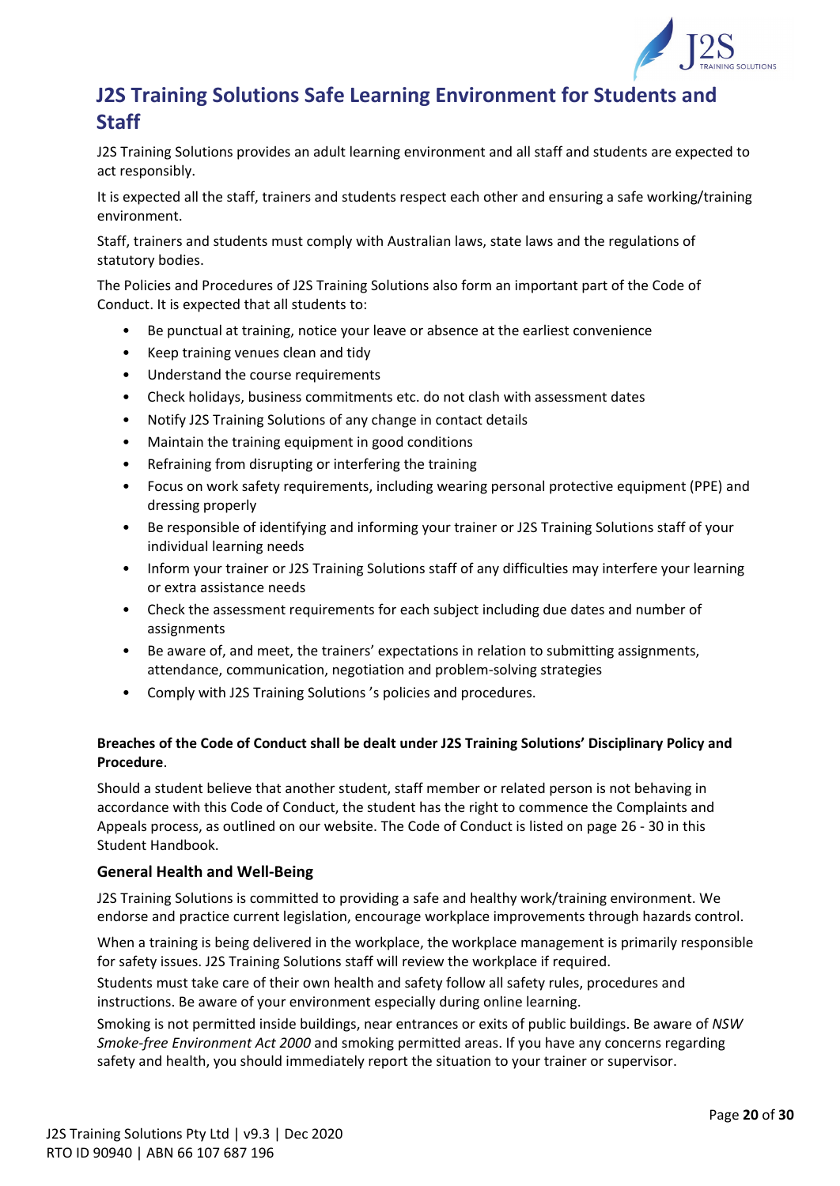# J2S Training Solutions Safe Learning Environment for Students and Staff

J2S Training Solutions provides an adult learning environment and all staff and students are expected to act responsibly.

It is expected all the staff, trainers and students respect each other and ensuring a safe working/training environment.

Staff, trainers and students must comply with Australian laws, state laws and the regulations of statutory bodies.

The Policies and Procedures of J2S Training Solutions also form an important part of the Code of Conduct. It is expected that all students to:

- Be punctual at training, notice your leave or absence at the earliest convenience
- Keep training venues clean and tidy
- Understand the course requirements
- Check holidays, business commitments etc. do not clash with assessment dates
- Notify J2S Training Solutions of any change in contact details
- Maintain the training equipment in good conditions
- Refraining from disrupting or interfering the training
- Focus on work safety requirements, including wearing personal protective equipment (PPE) and dressing properly
- Be responsible of identifying and informing your trainer or J2S Training Solutions staff of your individual learning needs
- Inform your trainer or J2S Training Solutions staff of any difficulties may interfere your learning or extra assistance needs
- Check the assessment requirements for each subject including due dates and number of assignments
- Be aware of, and meet, the trainers' expectations in relation to submitting assignments, attendance, communication, negotiation and problem-solving strategies
- Comply with J2S Training Solutions 's policies and procedures.

**Breaches of the Code of Conduct shall be dealt under J2S Training Solutions' Disciplinary Policy and Procedure**.

Should a student believe that another student, staff member or related person is not behaving in accordance with this Code of Conduct, the student has the right to commence the Complaints and Appeals process, as outlined on our website. The Code of Conduct is listed on page 26 - 30 in this Student Handbook.

### General Health and Well-Being

J2S Training Solutions is committed to providing a safe and healthy work/training environment. We endorse and practice current legislation, encourage workplace improvements through hazards control.

When a training is being delivered in the workplace, the workplace management is primarily responsible for safety issues. J2S Training Solutions staff will review the workplace if required.

Students must take care of their own health and safety follow all safety rules, procedures and instructions. Be aware of your environment especially during online learning.

Smoking is not permitted inside buildings, near entrances or exits of public buildings. Be aware of *NSW Smoke-free Environment Act 2000* and smoking permitted areas. If you have any concerns regarding safety and health, you should immediately report the situation to your trainer or supervisor.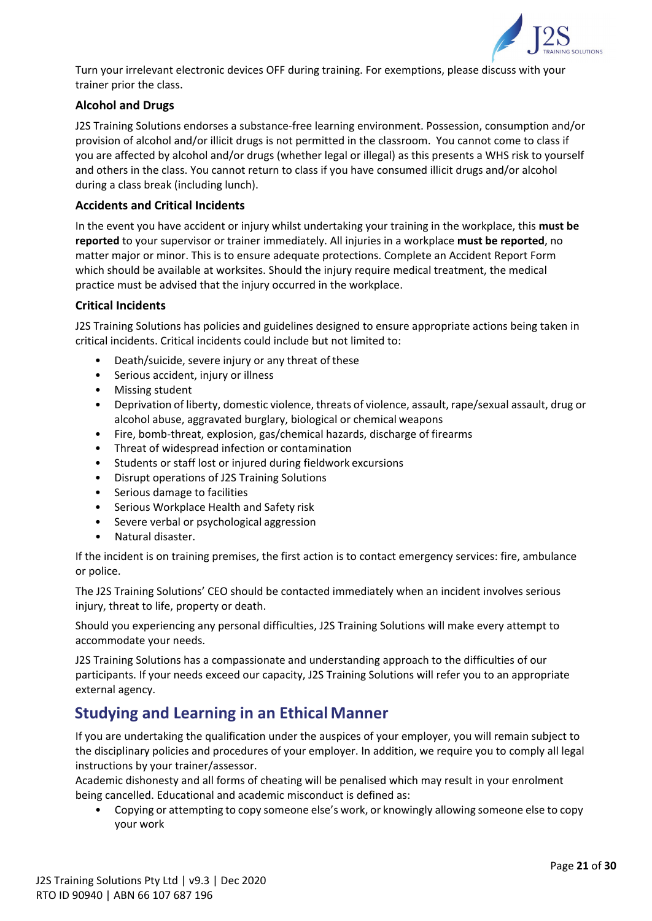Turn your irrelevant electronic devices OFF during training. For exemptions, please discuss with your trainer prior the class.

### Alcohol and Drugs

J2S Training Solutions endorses a substance-free learning environment. Possession, consumption and/or provision of alcohol and/or illicit drugs is not permitted in the classroom. You cannot come to class if you are affected by alcohol and/or drugs (whether legal or illegal) as this presents a WHS risk to yourself and others in the class. You cannot return to class if you have consumed illicit drugs and/or alcohol during a class break (including lunch).

### Accidents and Critical Incidents

In the event you have accident or injury whilst undertaking your training in the workplace, this **must be reported** to your supervisor or trainer immediately. All injuries in a workplace **must be reported**, no matter major or minor. This is to ensure adequate protections. Complete an Accident Report Form which should be available at worksites. Should the injury require medical treatment, the medical practice must be advised that the injury occurred in the workplace.

### Critical Incidents

J2S Training Solutions has policies and guidelines designed to ensure appropriate actions being taken in critical incidents. Critical incidents could include but not limited to:

- Death/suicide, severe injury or any threat of these
- Serious accident, injury or illness
- Missing student
- Deprivation of liberty, domestic violence, threats of violence, assault, rape/sexual assault, drug or alcohol abuse, aggravated burglary, biological or chemical weapons
- Fire, bomb-threat, explosion, gas/chemical hazards, discharge of firearms
- Threat of widespread infection or contamination
- Students or staff lost or injured during fieldwork excursions
- Disrupt operations of J2S Training Solutions
- Serious damage to facilities
- Serious Workplace Health and Safety risk
- Severe verbal or psychological aggression
- Natural disaster.

If the incident is on training premises, the first action is to contact emergency services: fire, ambulance or police.

The J2S Training Solutions' CEO should be contacted immediately when an incident involves serious injury, threat to life, property or death.

Should you experiencing any personal difficulties, J2S Training Solutions will make every attempt to accommodate your needs.

J2S Training Solutions has a compassionate and understanding approach to the difficulties of our participants. If your needs exceed our capacity, J2S Training Solutions will refer you to an appropriate external agency.

## Studying and Learning in an Ethical Manner

If you are undertaking the qualification under the auspices of your employer, you will remain subject to the disciplinary policies and procedures of your employer. In addition, we require you to comply all legal instructions by your trainer/assessor.
Academic dishonesty and all forms of cheating will be penalised which may result in your enrolment being cancelled. Educational and academic misconduct is defined as:

- Copying or attempting to copy someone else's work, or knowingly allowing someone else to copy your work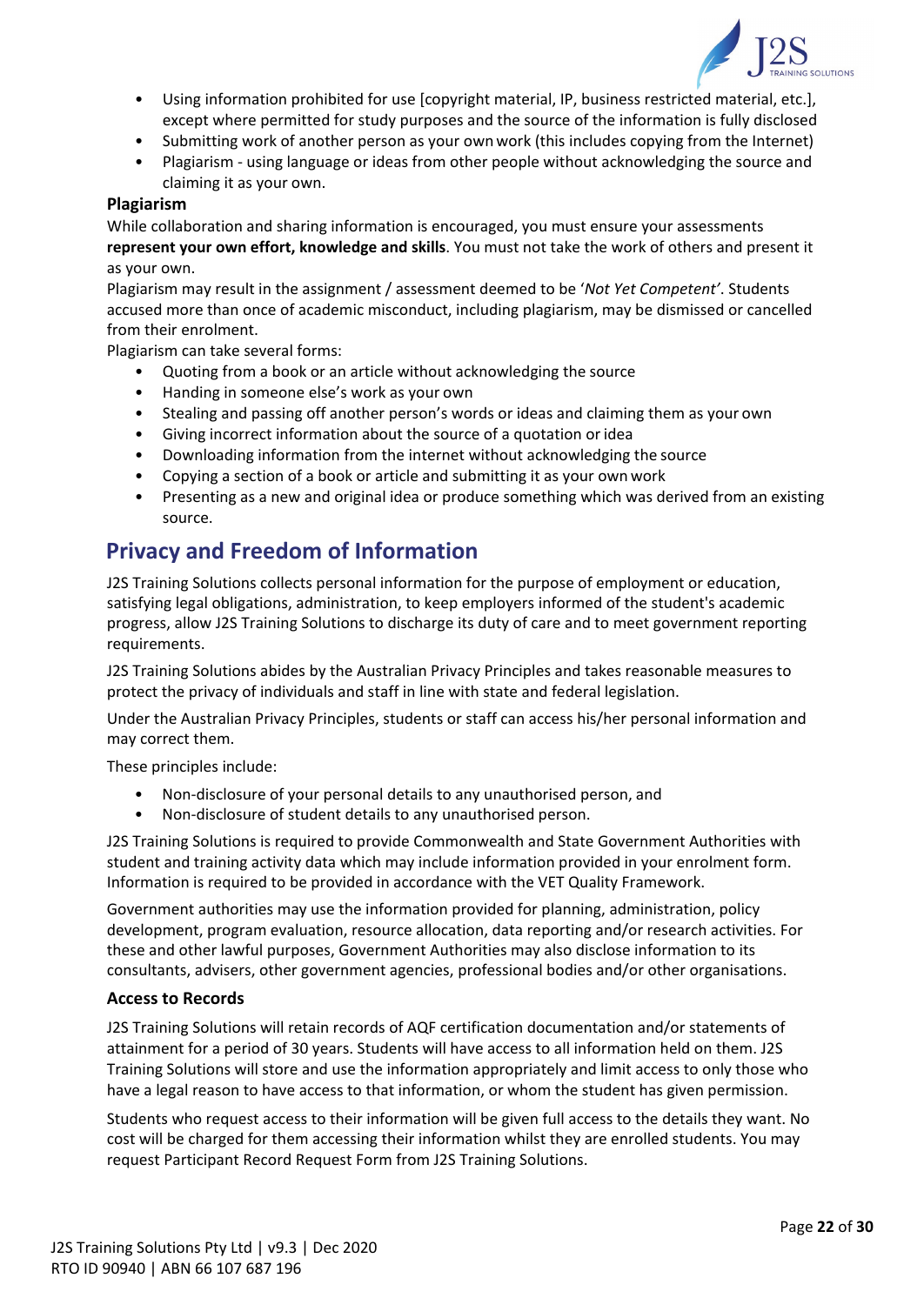- Using information prohibited for use [copyright material, IP, business restricted material, etc.], except where permitted for study purposes and the source of the information is fully disclosed
- Submitting work of another person as your own work (this includes copying from the Internet)
- Plagiarism - using language or ideas from other people without acknowledging the source and claiming it as your own.

### Plagiarism

While collaboration and sharing information is encouraged, you must ensure your assessments **represent your own effort, knowledge and skills**. You must not take the work of others and present it as your own.

Plagiarism may result in the assignment / assessment deemed to be '*Not Yet Competent*'. Students accused more than once of academic misconduct, including plagiarism, may be dismissed or cancelled from their enrolment.

Plagiarism can take several forms:

- Quoting from a book or an article without acknowledging the source
- Handing in someone else's work as your own
- Stealing and passing off another person's words or ideas and claiming them as your own
- Giving incorrect information about the source of a quotation or idea
- Downloading information from the internet without acknowledging the source
- Copying a section of a book or article and submitting it as your own work
- Presenting as a new and original idea or produce something which was derived from an existing source.

## Privacy and Freedom of Information

J2S Training Solutions collects personal information for the purpose of employment or education, satisfying legal obligations, administration, to keep employers informed of the student's academic progress, allow J2S Training Solutions to discharge its duty of care and to meet government reporting requirements.

J2S Training Solutions abides by the Australian Privacy Principles and takes reasonable measures to protect the privacy of individuals and staff in line with state and federal legislation.

Under the Australian Privacy Principles, students or staff can access his/her personal information and may correct them.

These principles include:

- Non-disclosure of your personal details to any unauthorised person, and
- Non-disclosure of student details to any unauthorised person.

J2S Training Solutions is required to provide Commonwealth and State Government Authorities with student and training activity data which may include information provided in your enrolment form. Information is required to be provided in accordance with the VET Quality Framework.

Government authorities may use the information provided for planning, administration, policy development, program evaluation, resource allocation, data reporting and/or research activities. For these and other lawful purposes, Government Authorities may also disclose information to its consultants, advisers, other government agencies, professional bodies and/or other organisations.

### Access to Records

J2S Training Solutions will retain records of AQF certification documentation and/or statements of attainment for a period of 30 years. Students will have access to all information held on them. J2S Training Solutions will store and use the information appropriately and limit access to only those who have a legal reason to have access to that information, or whom the student has given permission.

Students who request access to their information will be given full access to the details they want. No cost will be charged for them accessing their information whilst they are enrolled students. You may request Participant Record Request Form from J2S Training Solutions.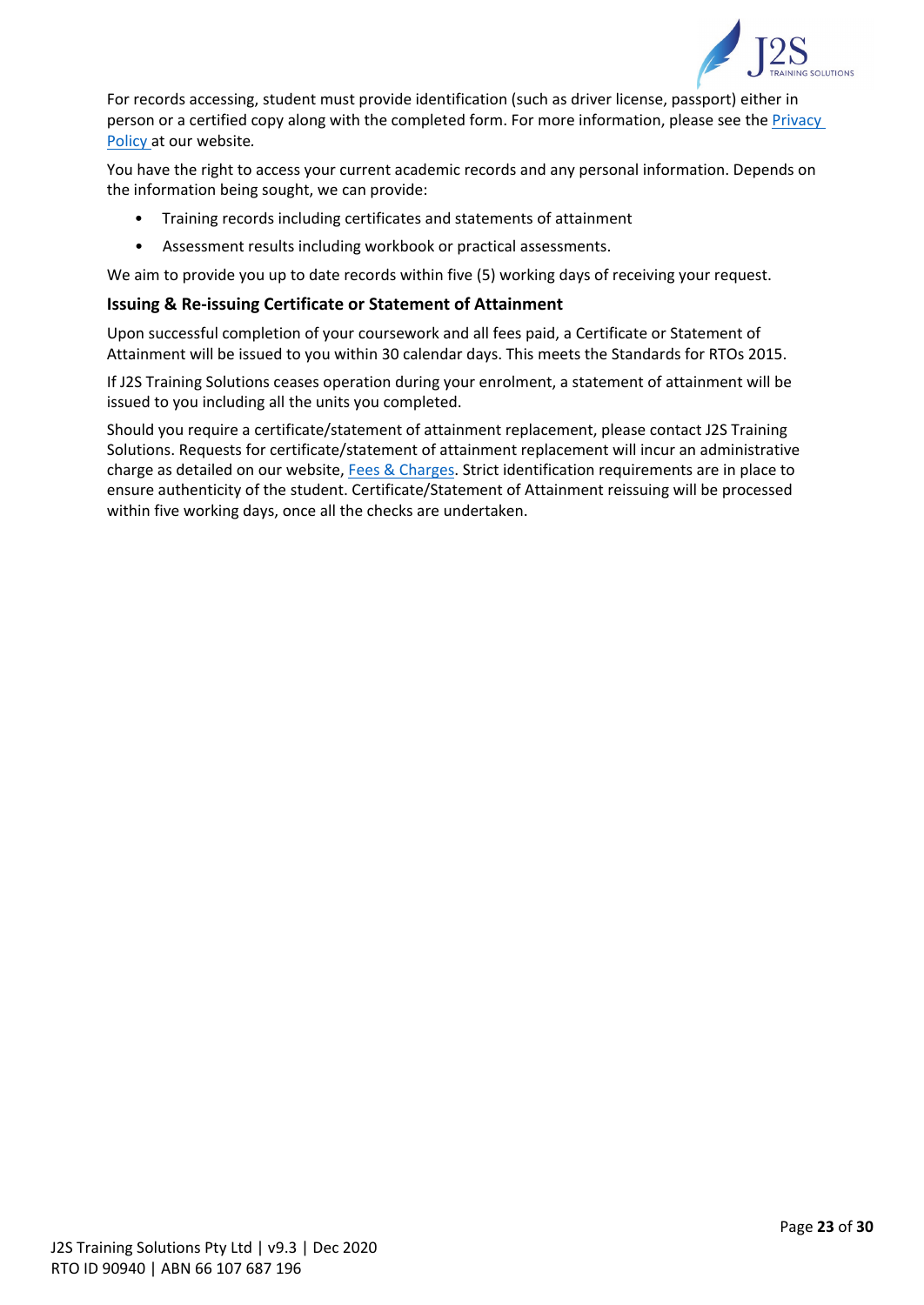For records accessing, student must provide identification (such as driver license, passport) either in person or a certified copy along with the completed form. For more information, please see the [Privacy Policy](#) at our website.

You have the right to access your current academic records and any personal information. Depends on the information being sought, we can provide:

- Training records including certificates and statements of attainment
- Assessment results including workbook or practical assessments.

We aim to provide you up to date records within five (5) working days of receiving your request.

### Issuing & Re-issuing Certificate or Statement of Attainment

Upon successful completion of your coursework and all fees paid, a Certificate or Statement of Attainment will be issued to you within 30 calendar days. This meets the Standards for RTOs 2015.

If J2S Training Solutions ceases operation during your enrolment, a statement of attainment will be issued to you including all the units you completed.

Should you require a certificate/statement of attainment replacement, please contact J2S Training Solutions. Requests for certificate/statement of attainment replacement will incur an administrative charge as detailed on our website, [Fees & Charges](#). Strict identification requirements are in place to ensure authenticity of the student. Certificate/Statement of Attainment reissuing will be processed within five working days, once all the checks are undertaken.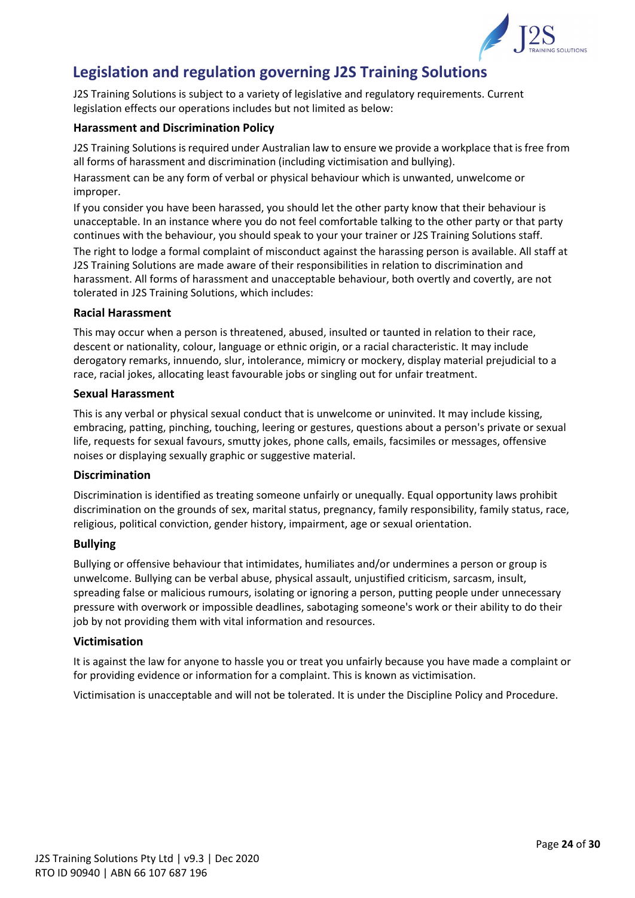# Legislation and regulation governing J2S Training Solutions

J2S Training Solutions is subject to a variety of legislative and regulatory requirements. Current legislation effects our operations includes but not limited as below:

### Harassment and Discrimination Policy

J2S Training Solutions is required under Australian law to ensure we provide a workplace that is free from all forms of harassment and discrimination (including victimisation and bullying).

Harassment can be any form of verbal or physical behaviour which is unwanted, unwelcome or improper.

If you consider you have been harassed, you should let the other party know that their behaviour is unacceptable. In an instance where you do not feel comfortable talking to the other party or that party continues with the behaviour, you should speak to your your trainer or J2S Training Solutions staff.

The right to lodge a formal complaint of misconduct against the harassing person is available. All staff at J2S Training Solutions are made aware of their responsibilities in relation to discrimination and harassment. All forms of harassment and unacceptable behaviour, both overtly and covertly, are not tolerated in J2S Training Solutions, which includes:

### Racial Harassment

This may occur when a person is threatened, abused, insulted or taunted in relation to their race, descent or nationality, colour, language or ethnic origin, or a racial characteristic. It may include derogatory remarks, innuendo, slur, intolerance, mimicry or mockery, display material prejudicial to a race, racial jokes, allocating least favourable jobs or singling out for unfair treatment.

### Sexual Harassment

This is any verbal or physical sexual conduct that is unwelcome or uninvited. It may include kissing, embracing, patting, pinching, touching, leering or gestures, questions about a person's private or sexual life, requests for sexual favours, smutty jokes, phone calls, emails, facsimiles or messages, offensive noises or displaying sexually graphic or suggestive material.

### Discrimination

Discrimination is identified as treating someone unfairly or unequally. Equal opportunity laws prohibit discrimination on the grounds of sex, marital status, pregnancy, family responsibility, family status, race, religious, political conviction, gender history, impairment, age or sexual orientation.

### Bullying

Bullying or offensive behaviour that intimidates, humiliates and/or undermines a person or group is unwelcome. Bullying can be verbal abuse, physical assault, unjustified criticism, sarcasm, insult, spreading false or malicious rumours, isolating or ignoring a person, putting people under unnecessary pressure with overwork or impossible deadlines, sabotaging someone's work or their ability to do their job by not providing them with vital information and resources.

### Victimisation

It is against the law for anyone to hassle you or treat you unfairly because you have made a complaint or for providing evidence or information for a complaint. This is known as victimisation.

Victimisation is unacceptable and will not be tolerated. It is under the Discipline Policy and Procedure.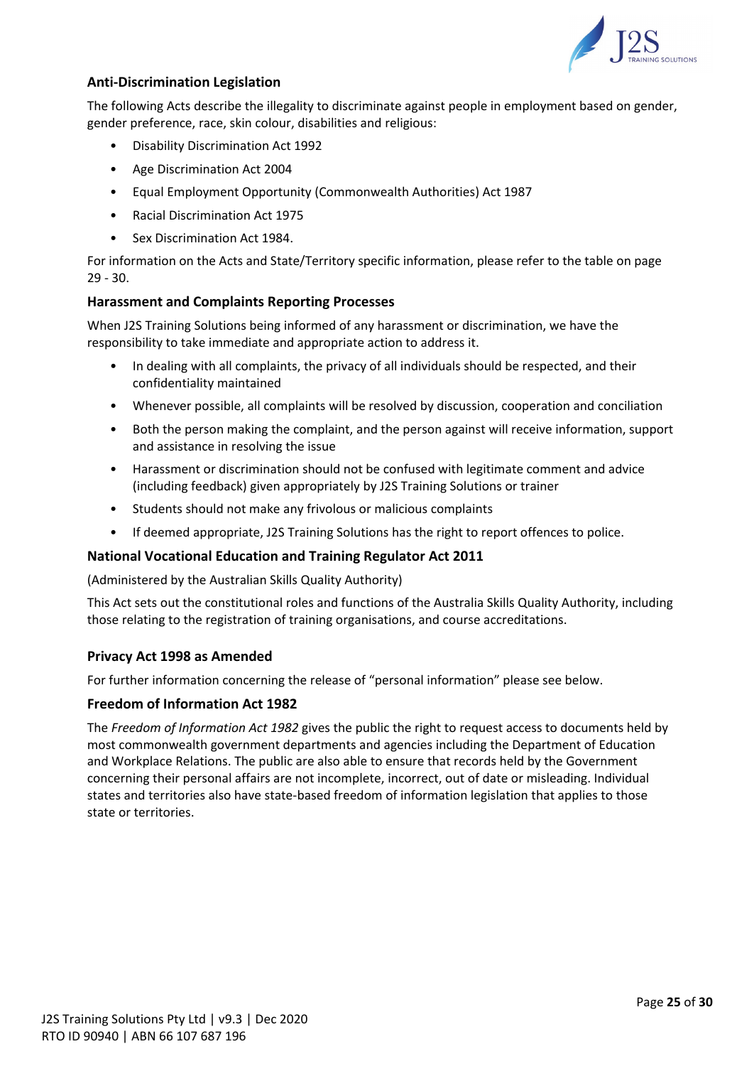### Anti-Discrimination Legislation

The following Acts describe the illegality to discriminate against people in employment based on gender, gender preference, race, skin colour, disabilities and religious:

- Disability Discrimination Act 1992
- Age Discrimination Act 2004
- Equal Employment Opportunity (Commonwealth Authorities) Act 1987
- Racial Discrimination Act 1975
- Sex Discrimination Act 1984.

For information on the Acts and State/Territory specific information, please refer to the table on page 29 - 30.

### Harassment and Complaints Reporting Processes

When J2S Training Solutions being informed of any harassment or discrimination, we have the responsibility to take immediate and appropriate action to address it.

- In dealing with all complaints, the privacy of all individuals should be respected, and their confidentiality maintained
- Whenever possible, all complaints will be resolved by discussion, cooperation and conciliation
- Both the person making the complaint, and the person against will receive information, support and assistance in resolving the issue
- Harassment or discrimination should not be confused with legitimate comment and advice (including feedback) given appropriately by J2S Training Solutions or trainer
- Students should not make any frivolous or malicious complaints
- If deemed appropriate, J2S Training Solutions has the right to report offences to police.

### National Vocational Education and Training Regulator Act 2011

(Administered by the Australian Skills Quality Authority)

This Act sets out the constitutional roles and functions of the Australia Skills Quality Authority, including those relating to the registration of training organisations, and course accreditations.

### Privacy Act 1998 as Amended

For further information concerning the release of "personal information" please see below.

### Freedom of Information Act 1982

The *Freedom of Information Act 1982* gives the public the right to request access to documents held by most commonwealth government departments and agencies including the Department of Education and Workplace Relations. The public are also able to ensure that records held by the Government concerning their personal affairs are not incomplete, incorrect, out of date or misleading. Individual states and territories also have state-based freedom of information legislation that applies to those state or territories.

J2S Training Solutions Pty Ltd | v9.3 | Dec 2020
RTO ID 90940 | ABN 66 107 687 196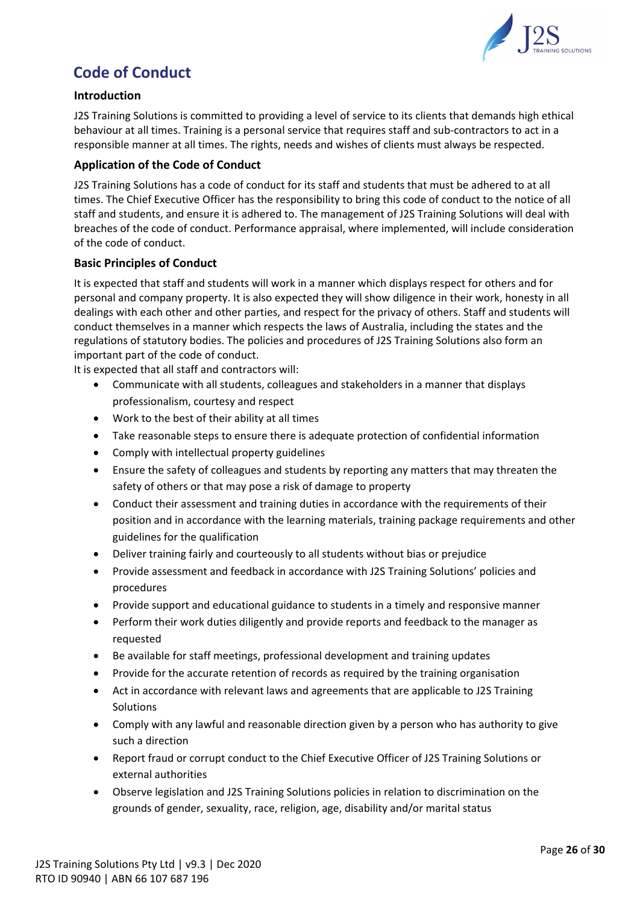# Code of Conduct

## Introduction

J2S Training Solutions is committed to providing a level of service to its clients that demands high ethical behaviour at all times. Training is a personal service that requires staff and sub-contractors to act in a responsible manner at all times. The rights, needs and wishes of clients must always be respected.

## Application of the Code of Conduct

J2S Training Solutions has a code of conduct for its staff and students that must be adhered to at all times. The Chief Executive Officer has the responsibility to bring this code of conduct to the notice of all staff and students, and ensure it is adhered to. The management of J2S Training Solutions will deal with breaches of the code of conduct. Performance appraisal, where implemented, will include consideration of the code of conduct.

## Basic Principles of Conduct

It is expected that staff and students will work in a manner which displays respect for others and for personal and company property. It is also expected they will show diligence in their work, honesty in all dealings with each other and other parties, and respect for the privacy of others. Staff and students will conduct themselves in a manner which respects the laws of Australia, including the states and the regulations of statutory bodies. The policies and procedures of J2S Training Solutions also form an important part of the code of conduct.

It is expected that all staff and contractors will:

- Communicate with all students, colleagues and stakeholders in a manner that displays professionalism, courtesy and respect
- Work to the best of their ability at all times
- Take reasonable steps to ensure there is adequate protection of confidential information
- Comply with intellectual property guidelines
- Ensure the safety of colleagues and students by reporting any matters that may threaten the safety of others or that may pose a risk of damage to property
- Conduct their assessment and training duties in accordance with the requirements of their position and in accordance with the learning materials, training package requirements and other guidelines for the qualification
- Deliver training fairly and courteously to all students without bias or prejudice
- Provide assessment and feedback in accordance with J2S Training Solutions' policies and procedures
- Provide support and educational guidance to students in a timely and responsive manner
- Perform their work duties diligently and provide reports and feedback to the manager as requested
- Be available for staff meetings, professional development and training updates
- Provide for the accurate retention of records as required by the training organisation
- Act in accordance with relevant laws and agreements that are applicable to J2S Training Solutions
- Comply with any lawful and reasonable direction given by a person who has authority to give such a direction
- Report fraud or corrupt conduct to the Chief Executive Officer of J2S Training Solutions or external authorities
- Observe legislation and J2S Training Solutions policies in relation to discrimination on the grounds of gender, sexuality, race, religion, age, disability and/or marital status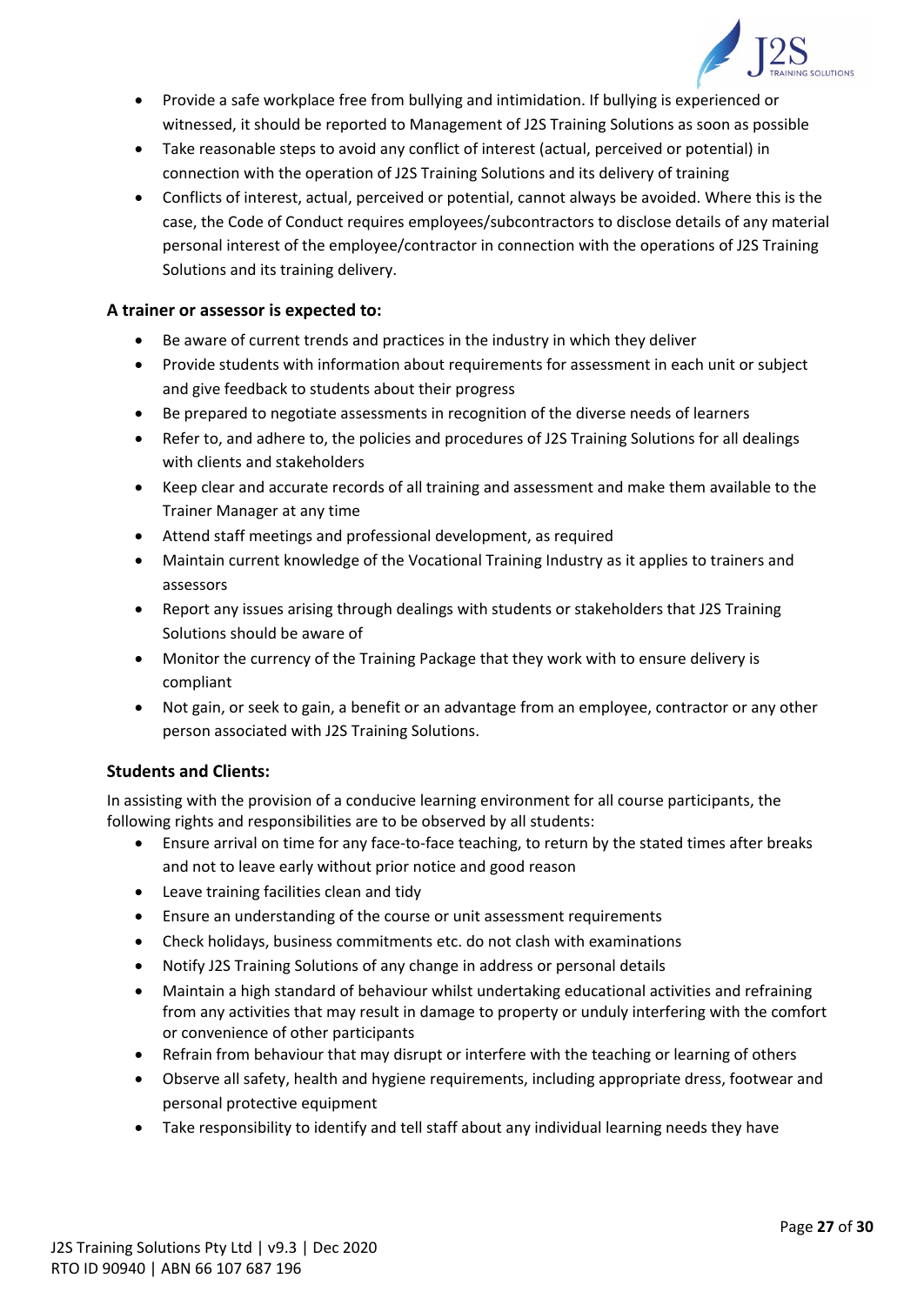- Provide a safe workplace free from bullying and intimidation. If bullying is experienced or witnessed, it should be reported to Management of J2S Training Solutions as soon as possible
- Take reasonable steps to avoid any conflict of interest (actual, perceived or potential) in connection with the operation of J2S Training Solutions and its delivery of training
- Conflicts of interest, actual, perceived or potential, cannot always be avoided. Where this is the case, the Code of Conduct requires employees/subcontractors to disclose details of any material personal interest of the employee/contractor in connection with the operations of J2S Training Solutions and its training delivery.

### A trainer or assessor is expected to:

- Be aware of current trends and practices in the industry in which they deliver
- Provide students with information about requirements for assessment in each unit or subject and give feedback to students about their progress
- Be prepared to negotiate assessments in recognition of the diverse needs of learners
- Refer to, and adhere to, the policies and procedures of J2S Training Solutions for all dealings with clients and stakeholders
- Keep clear and accurate records of all training and assessment and make them available to the Trainer Manager at any time
- Attend staff meetings and professional development, as required
- Maintain current knowledge of the Vocational Training Industry as it applies to trainers and assessors
- Report any issues arising through dealings with students or stakeholders that J2S Training Solutions should be aware of
- Monitor the currency of the Training Package that they work with to ensure delivery is compliant
- Not gain, or seek to gain, a benefit or an advantage from an employee, contractor or any other person associated with J2S Training Solutions.

### Students and Clients:

In assisting with the provision of a conducive learning environment for all course participants, the following rights and responsibilities are to be observed by all students:

- Ensure arrival on time for any face-to-face teaching, to return by the stated times after breaks and not to leave early without prior notice and good reason
- Leave training facilities clean and tidy
- Ensure an understanding of the course or unit assessment requirements
- Check holidays, business commitments etc. do not clash with examinations
- Notify J2S Training Solutions of any change in address or personal details
- Maintain a high standard of behaviour whilst undertaking educational activities and refraining from any activities that may result in damage to property or unduly interfering with the comfort or convenience of other participants
- Refrain from behaviour that may disrupt or interfere with the teaching or learning of others
- Observe all safety, health and hygiene requirements, including appropriate dress, footwear and personal protective equipment
- Take responsibility to identify and tell staff about any individual learning needs they have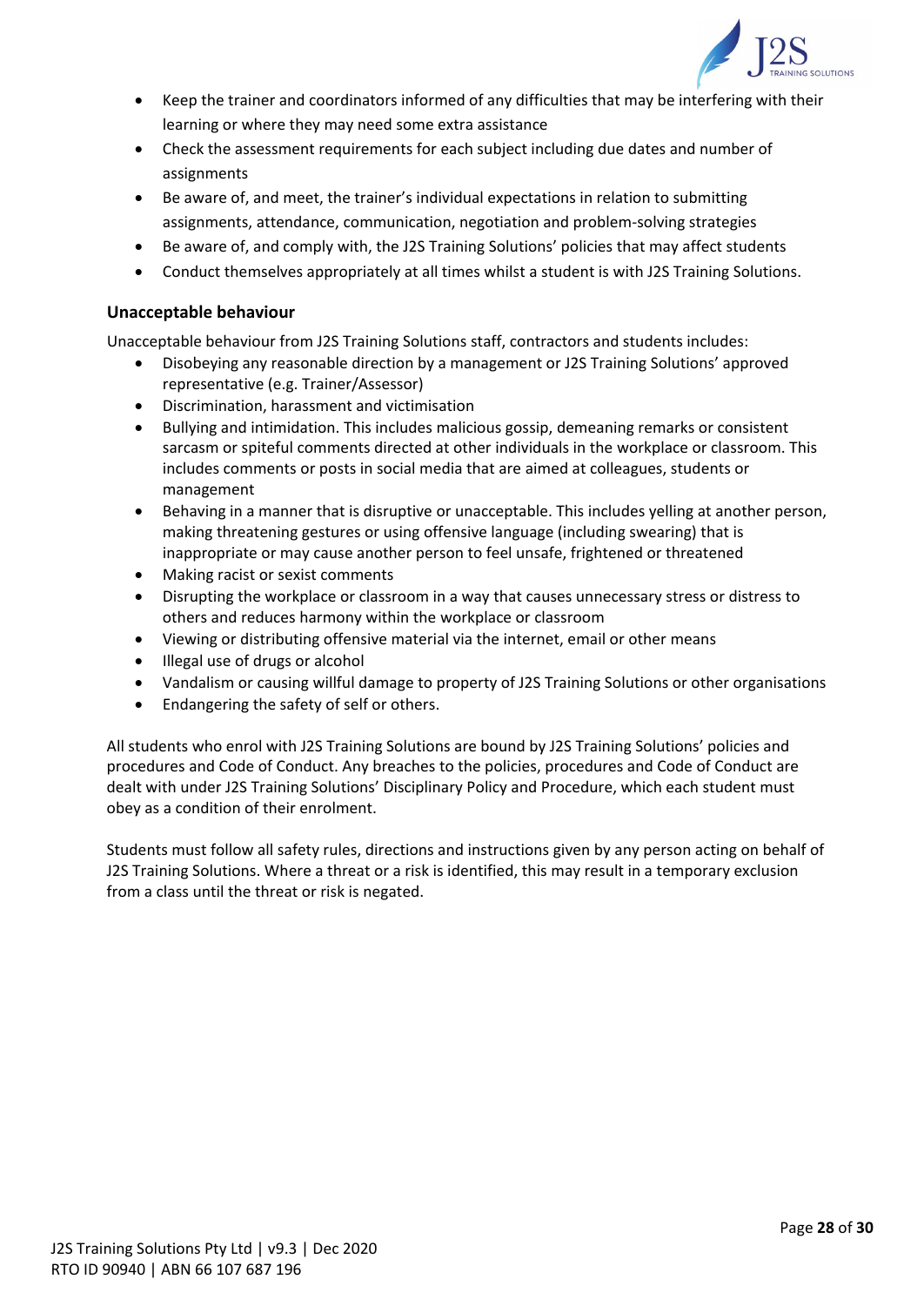- Keep the trainer and coordinators informed of any difficulties that may be interfering with their learning or where they may need some extra assistance
- Check the assessment requirements for each subject including due dates and number of assignments
- Be aware of, and meet, the trainer's individual expectations in relation to submitting assignments, attendance, communication, negotiation and problem-solving strategies
- Be aware of, and comply with, the J2S Training Solutions' policies that may affect students
- Conduct themselves appropriately at all times whilst a student is with J2S Training Solutions.

### Unacceptable behaviour

Unacceptable behaviour from J2S Training Solutions staff, contractors and students includes:

- Disobeying any reasonable direction by a management or J2S Training Solutions' approved representative (e.g. Trainer/Assessor)
- Discrimination, harassment and victimisation
- Bullying and intimidation. This includes malicious gossip, demeaning remarks or consistent sarcasm or spiteful comments directed at other individuals in the workplace or classroom. This includes comments or posts in social media that are aimed at colleagues, students or management
- Behaving in a manner that is disruptive or unacceptable. This includes yelling at another person, making threatening gestures or using offensive language (including swearing) that is inappropriate or may cause another person to feel unsafe, frightened or threatened
- Making racist or sexist comments
- Disrupting the workplace or classroom in a way that causes unnecessary stress or distress to others and reduces harmony within the workplace or classroom
- Viewing or distributing offensive material via the internet, email or other means
- Illegal use of drugs or alcohol
- Vandalism or causing willful damage to property of J2S Training Solutions or other organisations
- Endangering the safety of self or others.

All students who enrol with J2S Training Solutions are bound by J2S Training Solutions' policies and procedures and Code of Conduct. Any breaches to the policies, procedures and Code of Conduct are dealt with under J2S Training Solutions' Disciplinary Policy and Procedure, which each student must obey as a condition of their enrolment.

Students must follow all safety rules, directions and instructions given by any person acting on behalf of J2S Training Solutions. Where a threat or a risk is identified, this may result in a temporary exclusion from a class until the threat or risk is negated.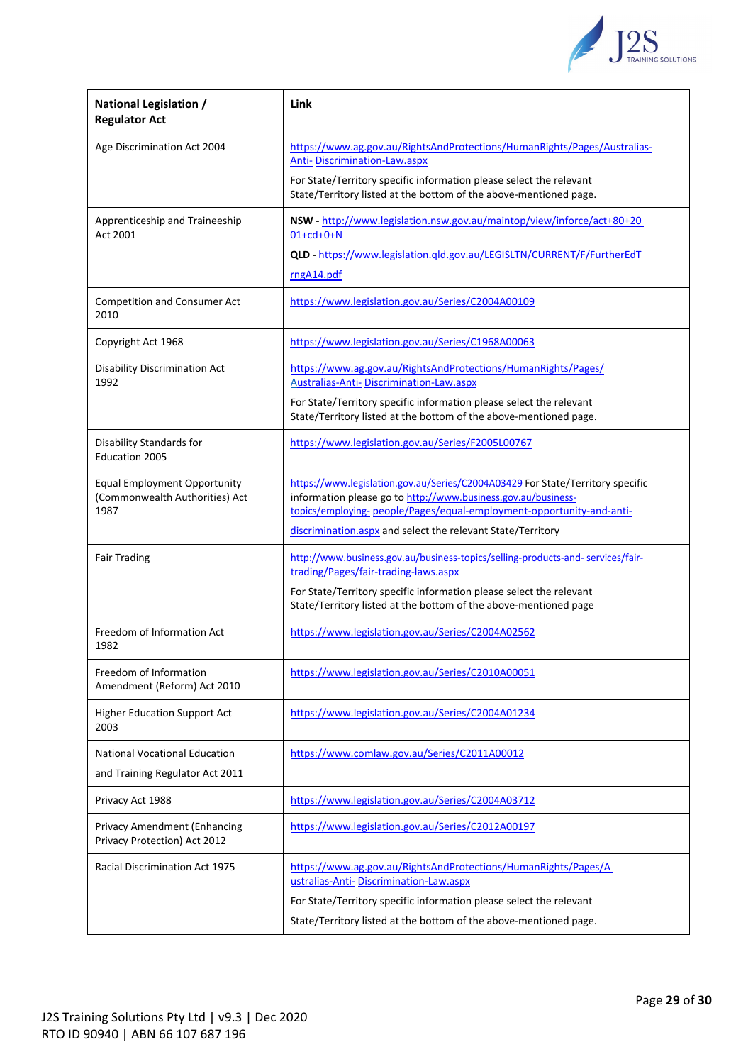| National Legislation / Regulator Act | Link |
|---|---|
| Age Discrimination Act 2004 | https://www.ag.gov.au/RightsAndProtections/HumanRights/Pages/Australias-Anti- Discrimination-Law.aspx<br>For State/Territory specific information please select the relevant State/Territory listed at the bottom of the above-mentioned page. |
| Apprenticeship and Traineeship Act 2001 | **NSW -** http://www.legislation.nsw.gov.au/maintop/view/inforce/act+80+2001+cd+0+N<br>**QLD -** https://www.legislation.qld.gov.au/LEGISLTN/CURRENT/F/FurtherEdTrngA14.pdf |
| Competition and Consumer Act 2010 | https://www.legislation.gov.au/Series/C2004A00109 |
| Copyright Act 1968 | https://www.legislation.gov.au/Series/C1968A00063 |
| Disability Discrimination Act 1992 | https://www.ag.gov.au/RightsAndProtections/HumanRights/Pages/Australias-Anti- Discrimination-Law.aspx<br>For State/Territory specific information please select the relevant State/Territory listed at the bottom of the above-mentioned page. |
| Disability Standards for Education 2005 | https://www.legislation.gov.au/Series/F2005L00767 |
| Equal Employment Opportunity (Commonwealth Authorities) Act 1987 | https://www.legislation.gov.au/Series/C2004A03429 For State/Territory specific information please go to http://www.business.gov.au/business-topics/employing- people/Pages/equal-employment-opportunity-and-anti-discrimination.aspx and select the relevant State/Territory |
| Fair Trading | http://www.business.gov.au/business-topics/selling-products-and- services/fair-trading/Pages/fair-trading-laws.aspx<br>For State/Territory specific information please select the relevant State/Territory listed at the bottom of the above-mentioned page |
| Freedom of Information Act 1982 | https://www.legislation.gov.au/Series/C2004A02562 |
| Freedom of Information Amendment (Reform) Act 2010 | https://www.legislation.gov.au/Series/C2010A00051 |
| Higher Education Support Act 2003 | https://www.legislation.gov.au/Series/C2004A01234 |
| National Vocational Education and Training Regulator Act 2011 | https://www.comlaw.gov.au/Series/C2011A00012 |
| Privacy Act 1988 | https://www.legislation.gov.au/Series/C2004A03712 |
| Privacy Amendment (Enhancing Privacy Protection) Act 2012 | https://www.legislation.gov.au/Series/C2012A00197 |
| Racial Discrimination Act 1975 | https://www.ag.gov.au/RightsAndProtections/HumanRights/Pages/Australias-Anti- Discrimination-Law.aspx<br>For State/Territory specific information please select the relevant State/Territory listed at the bottom of the above-mentioned page. |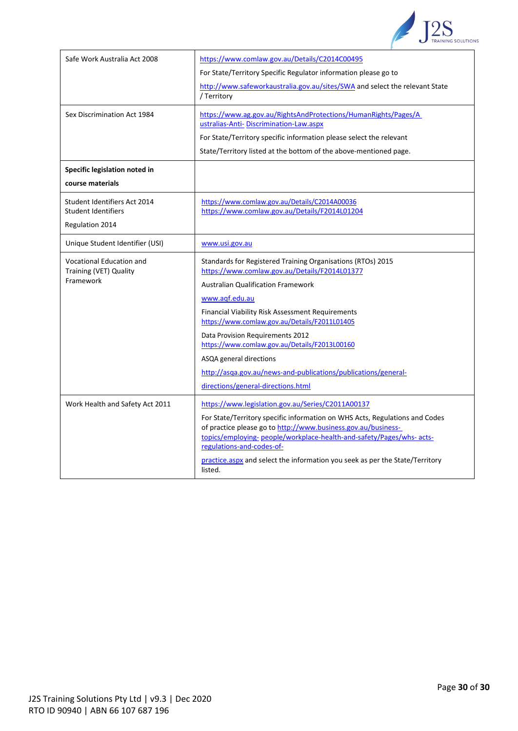| | |
|---|---|
| Safe Work Australia Act 2008 | https://www.comlaw.gov.au/Details/C2014C00495<br>For State/Territory Specific Regulator information please go to<br>http://www.safeworkaustralia.gov.au/sites/SWA and select the relevant State / Territory |
| Sex Discrimination Act 1984 | https://www.ag.gov.au/RightsAndProtections/HumanRights/Pages/Australias-Anti- Discrimination-Law.aspx<br>For State/Territory specific information please select the relevant<br>State/Territory listed at the bottom of the above-mentioned page. |
| **Specific legislation noted in course materials** | |
| Student Identifiers Act 2014 Student Identifiers Regulation 2014 | https://www.comlaw.gov.au/Details/C2014A00036<br>https://www.comlaw.gov.au/Details/F2014L01204 |
| Unique Student Identifier (USI) | www.usi.gov.au |
| Vocational Education and Training (VET) Quality Framework | Standards for Registered Training Organisations (RTOs) 2015<br>https://www.comlaw.gov.au/Details/F2014L01377<br>Australian Qualification Framework<br>www.aqf.edu.au<br>Financial Viability Risk Assessment Requirements<br>https://www.comlaw.gov.au/Details/F2011L01405<br>Data Provision Requirements 2012<br>https://www.comlaw.gov.au/Details/F2013L00160<br>ASQA general directions<br>http://asqa.gov.au/news-and-publications/publications/general-directions/general-directions.html |
| Work Health and Safety Act 2011 | https://www.legislation.gov.au/Series/C2011A00137<br>For State/Territory specific information on WHS Acts, Regulations and Codes of practice please go to http://www.business.gov.au/business-topics/employing- people/workplace-health-and-safety/Pages/whs- acts-regulations-and-codes-of-practice.aspx and select the information you seek as per the State/Territory listed. |